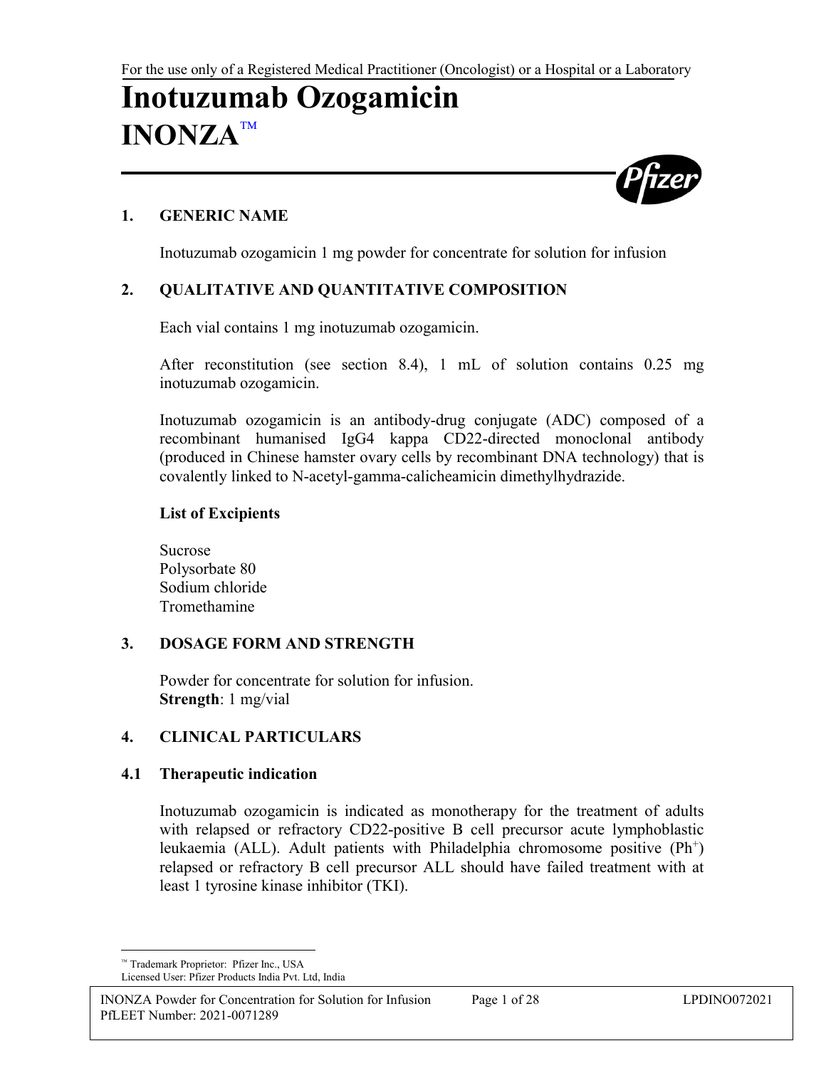For the use only of a Registered Medical Practitioner (Oncologist) or a Hospital or a Laboratory

# Inotuzumab Ozogamicin
# INONZA™

## 1. GENERIC NAME

Inotuzumab ozogamicin 1 mg powder for concentrate for solution for infusion

## 2. QUALITATIVE AND QUANTITATIVE COMPOSITION

Each vial contains 1 mg inotuzumab ozogamicin.

After reconstitution (see section 8.4), 1 mL of solution contains 0.25 mg inotuzumab ozogamicin.

Inotuzumab ozogamicin is an antibody-drug conjugate (ADC) composed of a recombinant humanised IgG4 kappa CD22-directed monoclonal antibody (produced in Chinese hamster ovary cells by recombinant DNA technology) that is covalently linked to N-acetyl-gamma-calicheamicin dimethylhydrazide.

**List of Excipients**

Sucrose
Polysorbate 80
Sodium chloride
Tromethamine

## 3. DOSAGE FORM AND STRENGTH

Powder for concentrate for solution for infusion.
**Strength**: 1 mg/vial

## 4. CLINICAL PARTICULARS

### 4.1 Therapeutic indication

Inotuzumab ozogamicin is indicated as monotherapy for the treatment of adults with relapsed or refractory CD22-positive B cell precursor acute lymphoblastic leukaemia (ALL). Adult patients with Philadelphia chromosome positive ($Ph^{+}$) relapsed or refractory B cell precursor ALL should have failed treatment with at least 1 tyrosine kinase inhibitor (TKI).

™ Trademark Proprietor: Pfizer Inc., USA
Licensed User: Pfizer Products India Pvt. Ltd, India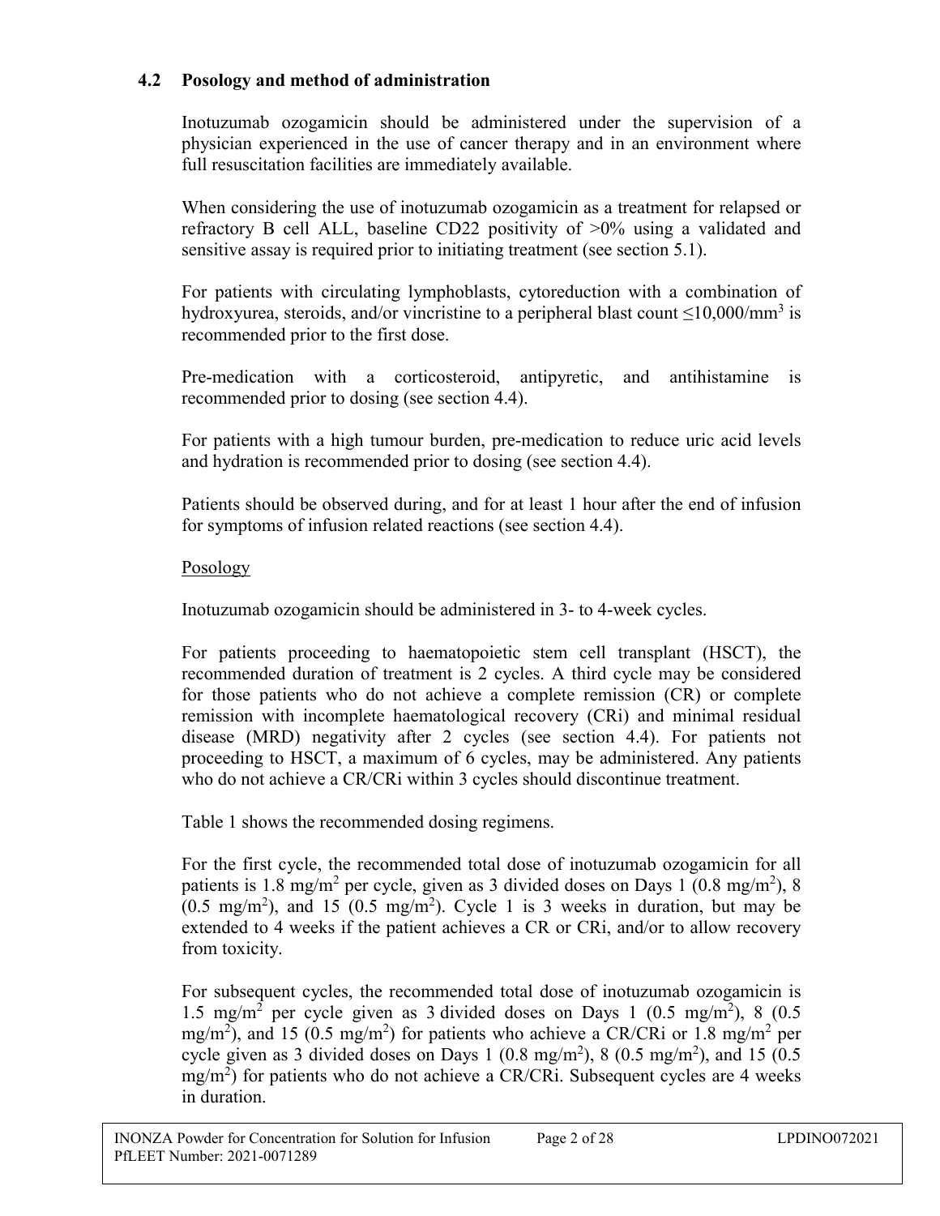### 4.2 Posology and method of administration

Inotuzumab ozogamicin should be administered under the supervision of a physician experienced in the use of cancer therapy and in an environment where full resuscitation facilities are immediately available.

When considering the use of inotuzumab ozogamicin as a treatment for relapsed or refractory B cell ALL, baseline CD22 positivity of >0% using a validated and sensitive assay is required prior to initiating treatment (see section 5.1).

For patients with circulating lymphoblasts, cytoreduction with a combination of hydroxyurea, steroids, and/or vincristine to a peripheral blast count $\leq$10,000/$mm^3$ is recommended prior to the first dose.

Pre-medication with a corticosteroid, antipyretic, and antihistamine is recommended prior to dosing (see section 4.4).

For patients with a high tumour burden, pre-medication to reduce uric acid levels and hydration is recommended prior to dosing (see section 4.4).

Patients should be observed during, and for at least 1 hour after the end of infusion for symptoms of infusion related reactions (see section 4.4).

Posology

Inotuzumab ozogamicin should be administered in 3- to 4-week cycles.

For patients proceeding to haematopoietic stem cell transplant (HSCT), the recommended duration of treatment is 2 cycles. A third cycle may be considered for those patients who do not achieve a complete remission (CR) or complete remission with incomplete haematological recovery (CRi) and minimal residual disease (MRD) negativity after 2 cycles (see section 4.4). For patients not proceeding to HSCT, a maximum of 6 cycles, may be administered. Any patients who do not achieve a CR/CRi within 3 cycles should discontinue treatment.

Table 1 shows the recommended dosing regimens.

For the first cycle, the recommended total dose of inotuzumab ozogamicin for all patients is 1.8 mg/$m^2$ per cycle, given as 3 divided doses on Days 1 (0.8 mg/$m^2$), 8 (0.5 mg/$m^2$), and 15 (0.5 mg/$m^2$). Cycle 1 is 3 weeks in duration, but may be extended to 4 weeks if the patient achieves a CR or CRi, and/or to allow recovery from toxicity.

For subsequent cycles, the recommended total dose of inotuzumab ozogamicin is 1.5 mg/$m^2$ per cycle given as 3 divided doses on Days 1 (0.5 mg/$m^2$), 8 (0.5 mg/$m^2$), and 15 (0.5 mg/$m^2$) for patients who achieve a CR/CRi or 1.8 mg/$m^2$ per cycle given as 3 divided doses on Days 1 (0.8 mg/$m^2$), 8 (0.5 mg/$m^2$), and 15 (0.5 mg/$m^2$) for patients who do not achieve a CR/CRi. Subsequent cycles are 4 weeks in duration.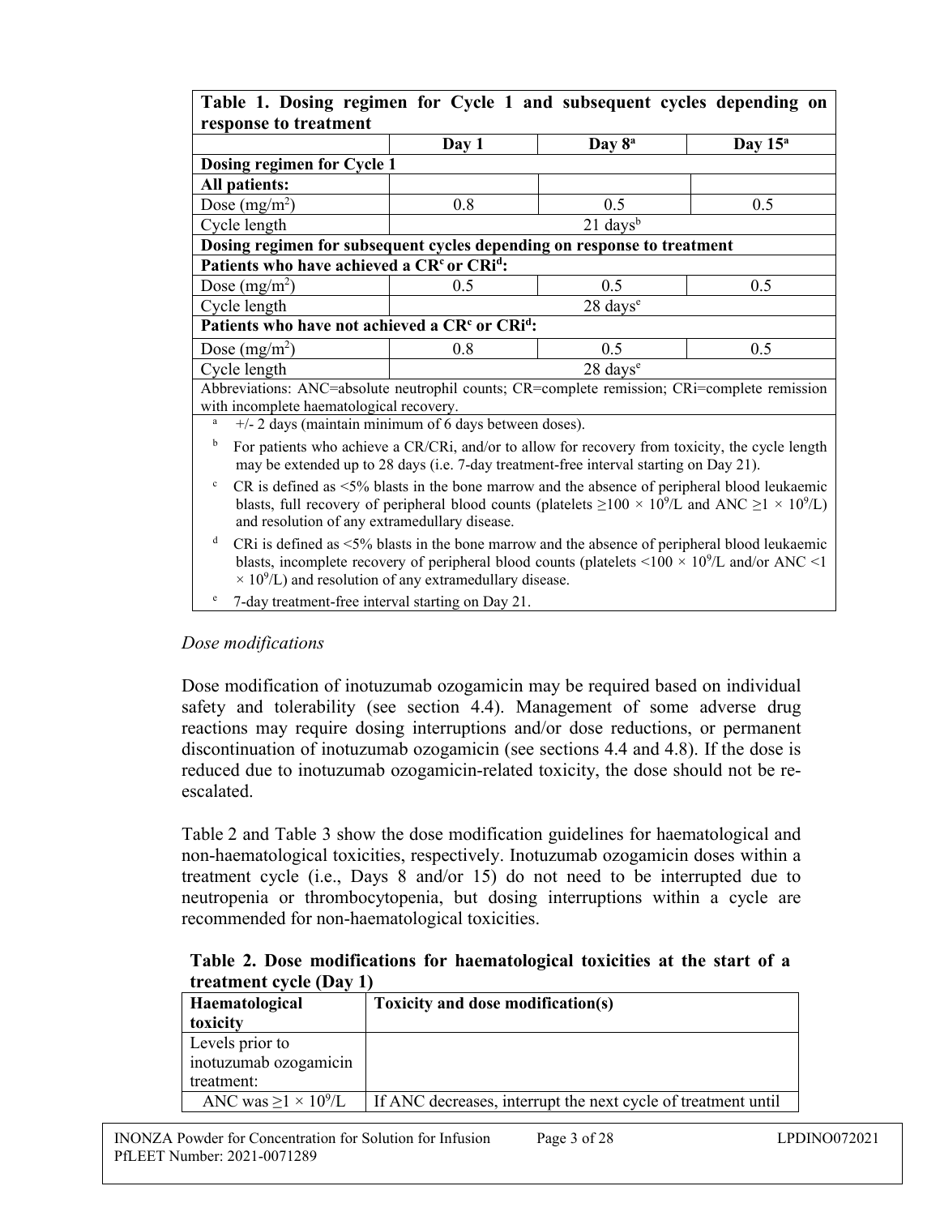**Table 1. Dosing regimen for Cycle 1 and subsequent cycles depending on response to treatment**

| | Day 1 | Day 8[a] | Day 15[a] |
|---|---|---|---|
| **Dosing regimen for Cycle 1** | | | |
| **All patients:** | | | |
| Dose ($mg/m^2$) | 0.8 | 0.5 | 0.5 |
| Cycle length | 21 days[b] | | |
| **Dosing regimen for subsequent cycles depending on response to treatment** | | | |
| **Patients who have achieved a CR[c] or CRi[d]:** | | | |
| Dose ($mg/m^2$) | 0.5 | 0.5 | 0.5 |
| Cycle length | 28 days[e] | | |
| **Patients who have not achieved a CR[c] or CRi[d]:** | | | |
| Dose ($mg/m^2$) | 0.8 | 0.5 | 0.5 |
| Cycle length | 28 days[e] | | |

Abbreviations: ANC=absolute neutrophil counts; CR=complete remission; CRi=complete remission with incomplete haematological recovery.

[a] +/- 2 days (maintain minimum of 6 days between doses).

[b] For patients who achieve a CR/CRi, and/or to allow for recovery from toxicity, the cycle length may be extended up to 28 days (i.e. 7-day treatment-free interval starting on Day 21).

[c] CR is defined as <5% blasts in the bone marrow and the absence of peripheral blood leukaemic blasts, full recovery of peripheral blood counts (platelets $\geq 100 \times 10^9/L$ and ANC $\geq 1 \times 10^9/L$) and resolution of any extramedullary disease.

[d] CRi is defined as <5% blasts in the bone marrow and the absence of peripheral blood leukaemic blasts, incomplete recovery of peripheral blood counts (platelets $<100 \times 10^9/L$ and/or ANC $<1 \times 10^9/L$) and resolution of any extramedullary disease.

[e] 7-day treatment-free interval starting on Day 21.

*Dose modifications*

Dose modification of inotuzumab ozogamicin may be required based on individual safety and tolerability (see section 4.4). Management of some adverse drug reactions may require dosing interruptions and/or dose reductions, or permanent discontinuation of inotuzumab ozogamicin (see sections 4.4 and 4.8). If the dose is reduced due to inotuzumab ozogamicin-related toxicity, the dose should not be re-escalated.

Table 2 and Table 3 show the dose modification guidelines for haematological and non-haematological toxicities, respectively. Inotuzumab ozogamicin doses within a treatment cycle (i.e., Days 8 and/or 15) do not need to be interrupted due to neutropenia or thrombocytopenia, but dosing interruptions within a cycle are recommended for non-haematological toxicities.

**Table 2. Dose modifications for haematological toxicities at the start of a treatment cycle (Day 1)**

| Haematological toxicity | Toxicity and dose modification(s) |
|---|---|
| Levels prior to inotuzumab ozogamicin treatment: | |
| ANC was $\geq 1 \times 10^9/L$ | If ANC decreases, interrupt the next cycle of treatment until |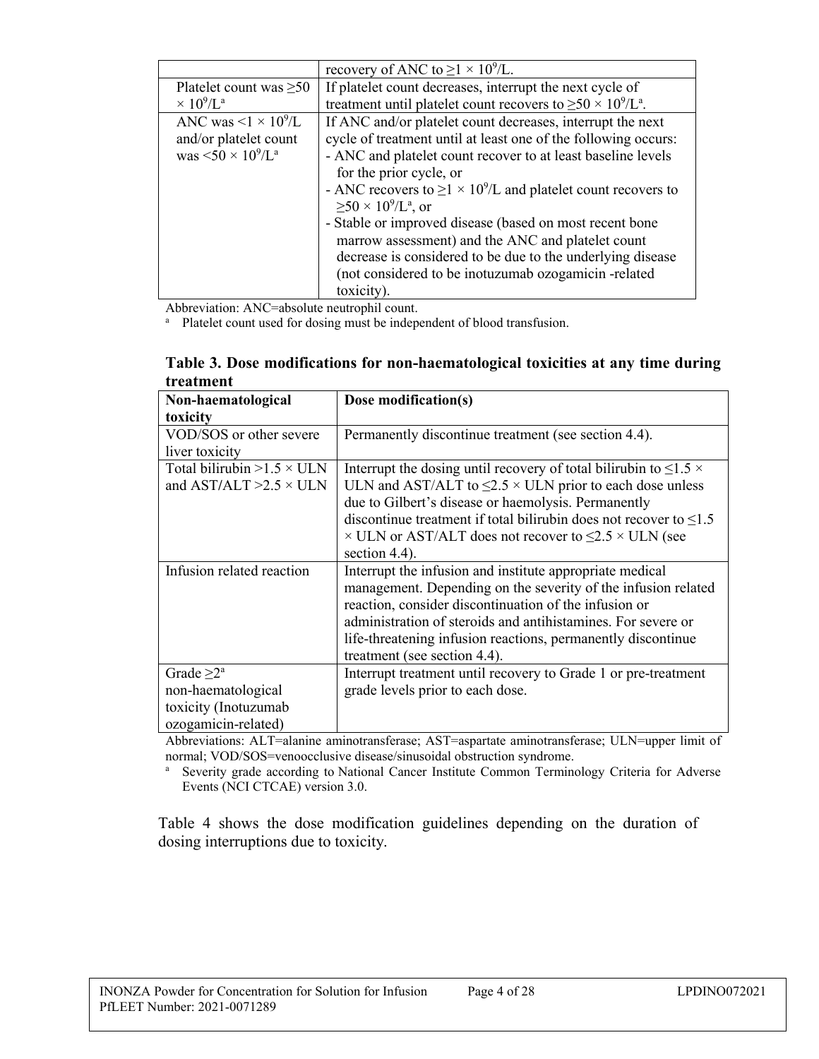| | |
|---|---|
| | recovery of ANC to $\geq 1 \times 10^9$/L. |
| Platelet count was $\geq 50 \times 10^9$/L[a] | If platelet count decreases, interrupt the next cycle of treatment until platelet count recovers to $\geq 50 \times 10^9$/L[a]. |
| ANC was $< 1 \times 10^9$/L and/or platelet count was $< 50 \times 10^9$/L[a] | If ANC and/or platelet count decreases, interrupt the next cycle of treatment until at least one of the following occurs:<br>- ANC and platelet count recover to at least baseline levels for the prior cycle, or<br>- ANC recovers to $\geq 1 \times 10^9$/L and platelet count recovers to $\geq 50 \times 10^9$/L[a], or<br>- Stable or improved disease (based on most recent bone marrow assessment) and the ANC and platelet count decrease is considered to be due to the underlying disease (not considered to be inotuzumab ozogamicin -related toxicity). |

Abbreviation: ANC=absolute neutrophil count.

[a] Platelet count used for dosing must be independent of blood transfusion.

**Table 3. Dose modifications for non-haematological toxicities at any time during treatment**

| Non-haematological toxicity | Dose modification(s) |
|---|---|
| VOD/SOS or other severe liver toxicity | Permanently discontinue treatment (see section 4.4). |
| Total bilirubin $> 1.5 \times$ ULN and AST/ALT $> 2.5 \times$ ULN | Interrupt the dosing until recovery of total bilirubin to $\leq 1.5 \times$ ULN and AST/ALT to $\leq 2.5 \times$ ULN prior to each dose unless due to Gilbert's disease or haemolysis. Permanently discontinue treatment if total bilirubin does not recover to $\leq 1.5 \times$ ULN or AST/ALT does not recover to $\leq 2.5 \times$ ULN (see section 4.4). |
| Infusion related reaction | Interrupt the infusion and institute appropriate medical management. Depending on the severity of the infusion related reaction, consider discontinuation of the infusion or administration of steroids and antihistamines. For severe or life-threatening infusion reactions, permanently discontinue treatment (see section 4.4). |
| Grade $\geq 2$[a] non-haematological toxicity (Inotuzumab ozogamicin-related) | Interrupt treatment until recovery to Grade 1 or pre-treatment grade levels prior to each dose. |

Abbreviations: ALT=alanine aminotransferase; AST=aspartate aminotransferase; ULN=upper limit of normal; VOD/SOS=venoocclusive disease/sinusoidal obstruction syndrome.

[a] Severity grade according to National Cancer Institute Common Terminology Criteria for Adverse Events (NCI CTCAE) version 3.0.

Table 4 shows the dose modification guidelines depending on the duration of dosing interruptions due to toxicity.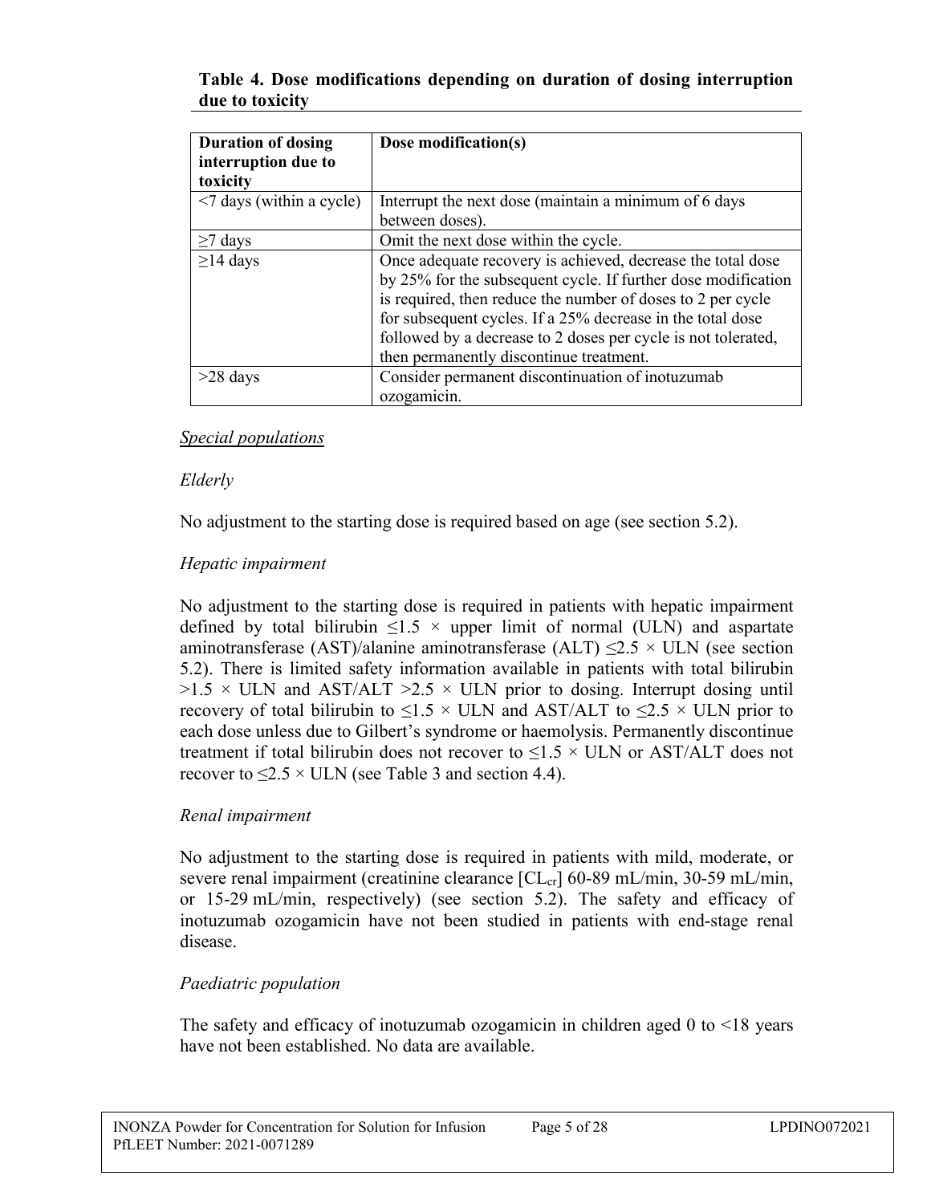**Table 4. Dose modifications depending on duration of dosing interruption due to toxicity**

| Duration of dosing interruption due to toxicity | Dose modification(s) |
|---|---|
| <7 days (within a cycle) | Interrupt the next dose (maintain a minimum of 6 days between doses). |
| ≥7 days | Omit the next dose within the cycle. |
| ≥14 days | Once adequate recovery is achieved, decrease the total dose by 25% for the subsequent cycle. If further dose modification is required, then reduce the number of doses to 2 per cycle for subsequent cycles. If a 25% decrease in the total dose followed by a decrease to 2 doses per cycle is not tolerated, then permanently discontinue treatment. |
| >28 days | Consider permanent discontinuation of inotuzumab ozogamicin. |

*Special populations*

*Elderly*

No adjustment to the starting dose is required based on age (see section 5.2).

*Hepatic impairment*

No adjustment to the starting dose is required in patients with hepatic impairment defined by total bilirubin ≤1.5 × upper limit of normal (ULN) and aspartate aminotransferase (AST)/alanine aminotransferase (ALT) ≤2.5 × ULN (see section 5.2). There is limited safety information available in patients with total bilirubin >1.5 × ULN and AST/ALT >2.5 × ULN prior to dosing. Interrupt dosing until recovery of total bilirubin to ≤1.5 × ULN and AST/ALT to ≤2.5 × ULN prior to each dose unless due to Gilbert's syndrome or haemolysis. Permanently discontinue treatment if total bilirubin does not recover to ≤1.5 × ULN or AST/ALT does not recover to ≤2.5 × ULN (see Table 3 and section 4.4).

*Renal impairment*

No adjustment to the starting dose is required in patients with mild, moderate, or severe renal impairment (creatinine clearance [$CL_{cr}$] 60-89 mL/min, 30-59 mL/min, or 15-29 mL/min, respectively) (see section 5.2). The safety and efficacy of inotuzumab ozogamicin have not been studied in patients with end-stage renal disease.

*Paediatric population*

The safety and efficacy of inotuzumab ozogamicin in children aged 0 to <18 years have not been established. No data are available.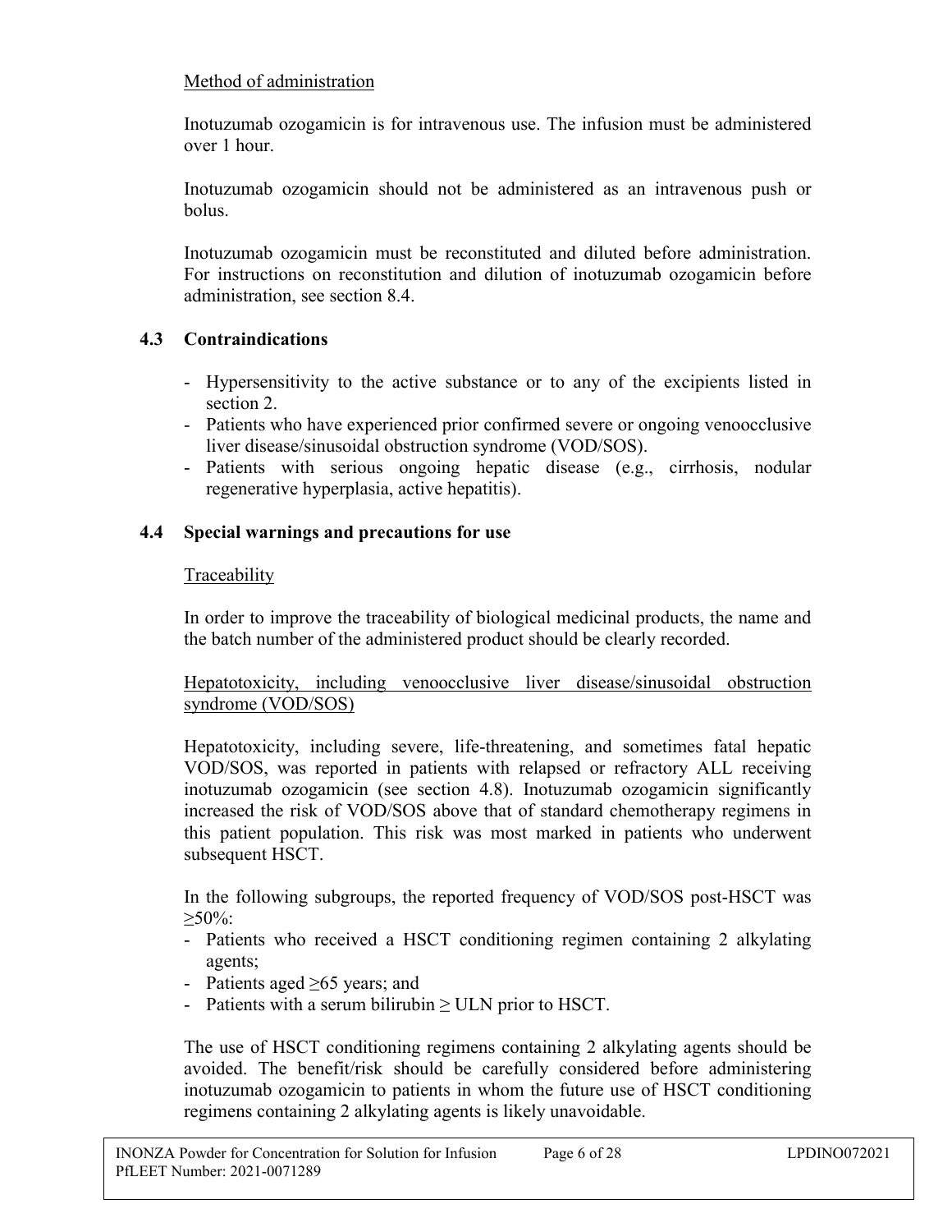Method of administration

Inotuzumab ozogamicin is for intravenous use. The infusion must be administered over 1 hour.

Inotuzumab ozogamicin should not be administered as an intravenous push or bolus.

Inotuzumab ozogamicin must be reconstituted and diluted before administration. For instructions on reconstitution and dilution of inotuzumab ozogamicin before administration, see section 8.4.

## 4.3 Contraindications

- Hypersensitivity to the active substance or to any of the excipients listed in section 2.
- Patients who have experienced prior confirmed severe or ongoing venoocclusive liver disease/sinusoidal obstruction syndrome (VOD/SOS).
- Patients with serious ongoing hepatic disease (e.g., cirrhosis, nodular regenerative hyperplasia, active hepatitis).

## 4.4 Special warnings and precautions for use

Traceability

In order to improve the traceability of biological medicinal products, the name and the batch number of the administered product should be clearly recorded.

Hepatotoxicity, including venoocclusive liver disease/sinusoidal obstruction syndrome (VOD/SOS)

Hepatotoxicity, including severe, life-threatening, and sometimes fatal hepatic VOD/SOS, was reported in patients with relapsed or refractory ALL receiving inotuzumab ozogamicin (see section 4.8). Inotuzumab ozogamicin significantly increased the risk of VOD/SOS above that of standard chemotherapy regimens in this patient population. This risk was most marked in patients who underwent subsequent HSCT.

In the following subgroups, the reported frequency of VOD/SOS post-HSCT was ≥50%:

- Patients who received a HSCT conditioning regimen containing 2 alkylating agents;
- Patients aged ≥65 years; and
- Patients with a serum bilirubin ≥ ULN prior to HSCT.

The use of HSCT conditioning regimens containing 2 alkylating agents should be avoided. The benefit/risk should be carefully considered before administering inotuzumab ozogamicin to patients in whom the future use of HSCT conditioning regimens containing 2 alkylating agents is likely unavoidable.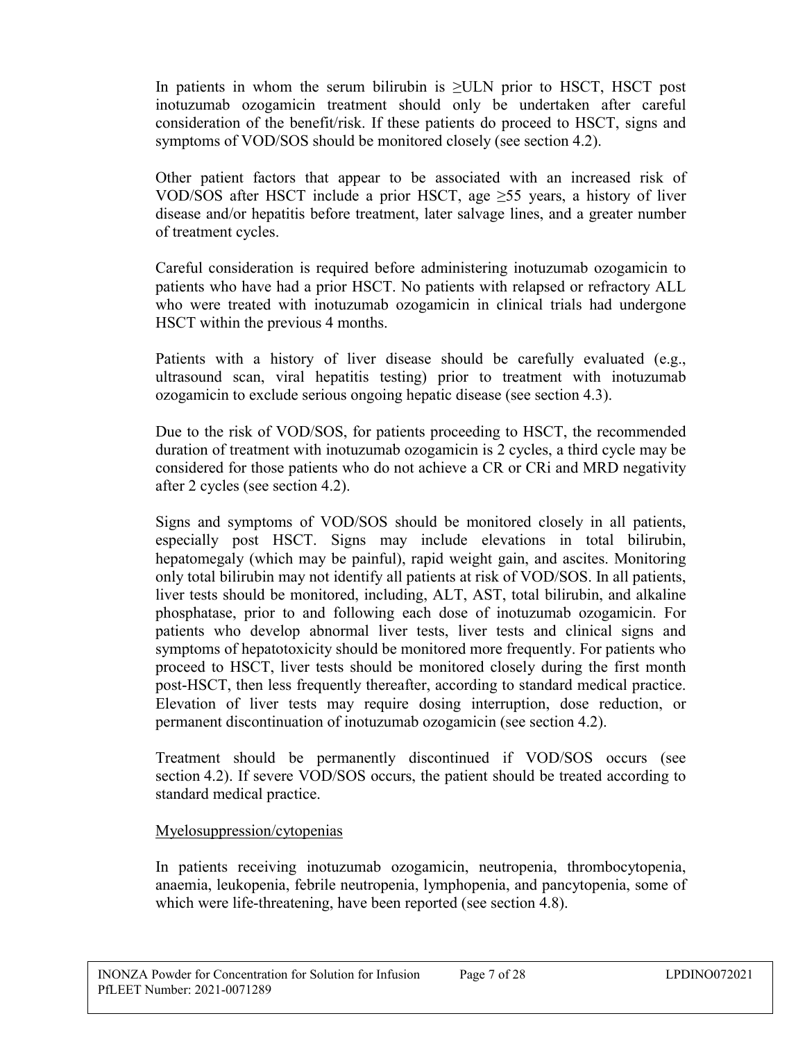In patients in whom the serum bilirubin is ≥ULN prior to HSCT, HSCT post inotuzumab ozogamicin treatment should only be undertaken after careful consideration of the benefit/risk. If these patients do proceed to HSCT, signs and symptoms of VOD/SOS should be monitored closely (see section 4.2).

Other patient factors that appear to be associated with an increased risk of VOD/SOS after HSCT include a prior HSCT, age ≥55 years, a history of liver disease and/or hepatitis before treatment, later salvage lines, and a greater number of treatment cycles.

Careful consideration is required before administering inotuzumab ozogamicin to patients who have had a prior HSCT. No patients with relapsed or refractory ALL who were treated with inotuzumab ozogamicin in clinical trials had undergone HSCT within the previous 4 months.

Patients with a history of liver disease should be carefully evaluated (e.g., ultrasound scan, viral hepatitis testing) prior to treatment with inotuzumab ozogamicin to exclude serious ongoing hepatic disease (see section 4.3).

Due to the risk of VOD/SOS, for patients proceeding to HSCT, the recommended duration of treatment with inotuzumab ozogamicin is 2 cycles, a third cycle may be considered for those patients who do not achieve a CR or CRi and MRD negativity after 2 cycles (see section 4.2).

Signs and symptoms of VOD/SOS should be monitored closely in all patients, especially post HSCT. Signs may include elevations in total bilirubin, hepatomegaly (which may be painful), rapid weight gain, and ascites. Monitoring only total bilirubin may not identify all patients at risk of VOD/SOS. In all patients, liver tests should be monitored, including, ALT, AST, total bilirubin, and alkaline phosphatase, prior to and following each dose of inotuzumab ozogamicin. For patients who develop abnormal liver tests, liver tests and clinical signs and symptoms of hepatotoxicity should be monitored more frequently. For patients who proceed to HSCT, liver tests should be monitored closely during the first month post-HSCT, then less frequently thereafter, according to standard medical practice. Elevation of liver tests may require dosing interruption, dose reduction, or permanent discontinuation of inotuzumab ozogamicin (see section 4.2).

Treatment should be permanently discontinued if VOD/SOS occurs (see section 4.2). If severe VOD/SOS occurs, the patient should be treated according to standard medical practice.

Myelosuppression/cytopenias

In patients receiving inotuzumab ozogamicin, neutropenia, thrombocytopenia, anaemia, leukopenia, febrile neutropenia, lymphopenia, and pancytopenia, some of which were life-threatening, have been reported (see section 4.8).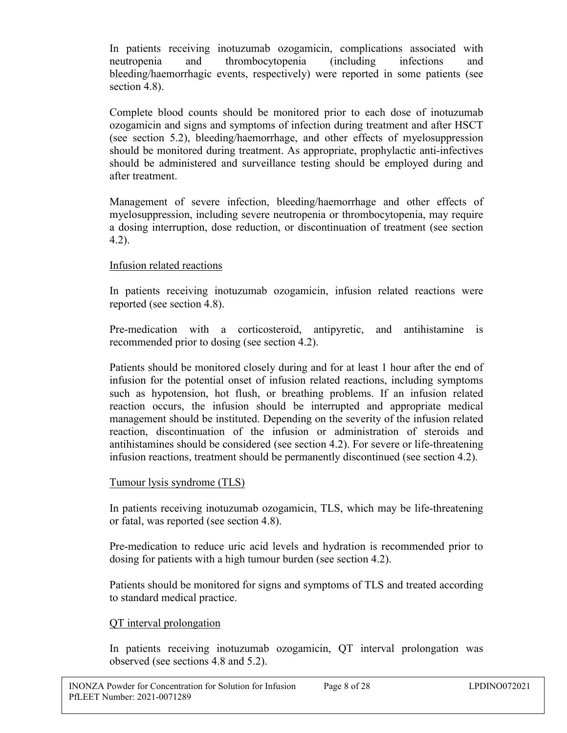In patients receiving inotuzumab ozogamicin, complications associated with neutropenia and thrombocytopenia (including infections and bleeding/haemorrhagic events, respectively) were reported in some patients (see section 4.8).

Complete blood counts should be monitored prior to each dose of inotuzumab ozogamicin and signs and symptoms of infection during treatment and after HSCT (see section 5.2), bleeding/haemorrhage, and other effects of myelosuppression should be monitored during treatment. As appropriate, prophylactic anti-infectives should be administered and surveillance testing should be employed during and after treatment.

Management of severe infection, bleeding/haemorrhage and other effects of myelosuppression, including severe neutropenia or thrombocytopenia, may require a dosing interruption, dose reduction, or discontinuation of treatment (see section 4.2).

Infusion related reactions

In patients receiving inotuzumab ozogamicin, infusion related reactions were reported (see section 4.8).

Pre-medication with a corticosteroid, antipyretic, and antihistamine is recommended prior to dosing (see section 4.2).

Patients should be monitored closely during and for at least 1 hour after the end of infusion for the potential onset of infusion related reactions, including symptoms such as hypotension, hot flush, or breathing problems. If an infusion related reaction occurs, the infusion should be interrupted and appropriate medical management should be instituted. Depending on the severity of the infusion related reaction, discontinuation of the infusion or administration of steroids and antihistamines should be considered (see section 4.2). For severe or life-threatening infusion reactions, treatment should be permanently discontinued (see section 4.2).

Tumour lysis syndrome (TLS)

In patients receiving inotuzumab ozogamicin, TLS, which may be life-threatening or fatal, was reported (see section 4.8).

Pre-medication to reduce uric acid levels and hydration is recommended prior to dosing for patients with a high tumour burden (see section 4.2).

Patients should be monitored for signs and symptoms of TLS and treated according to standard medical practice.

QT interval prolongation

In patients receiving inotuzumab ozogamicin, QT interval prolongation was observed (see sections 4.8 and 5.2).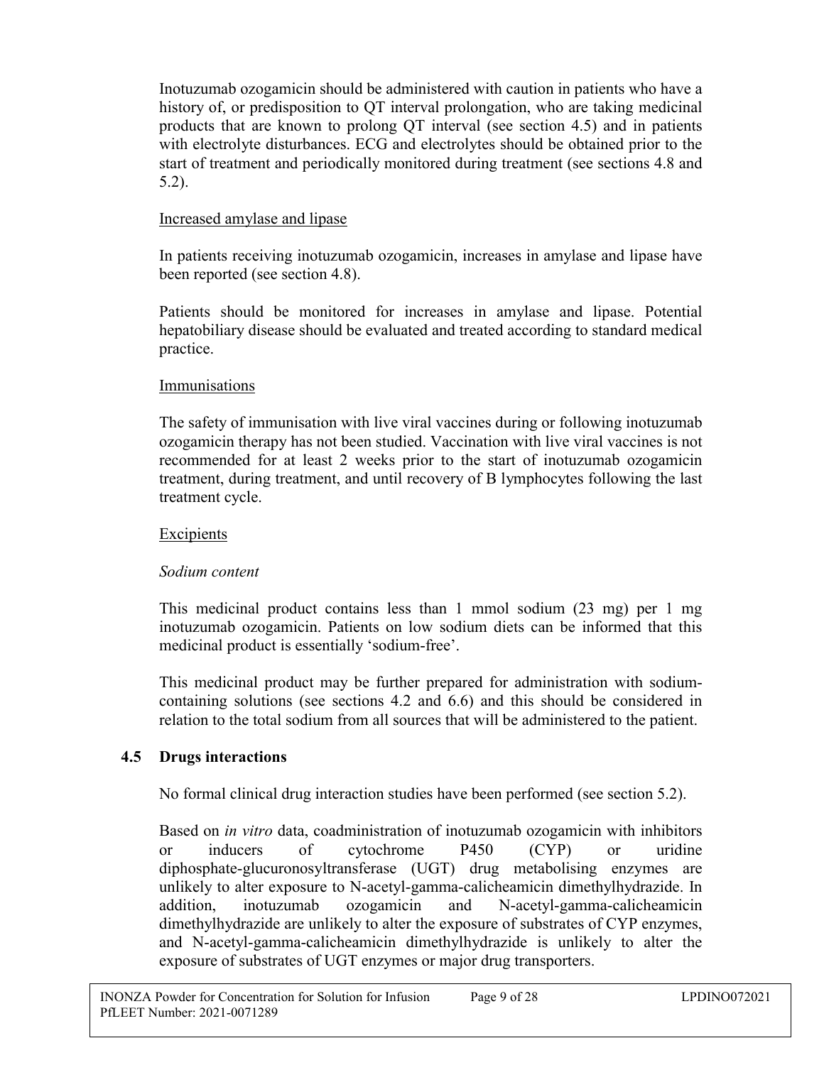Inotuzumab ozogamicin should be administered with caution in patients who have a history of, or predisposition to QT interval prolongation, who are taking medicinal products that are known to prolong QT interval (see section 4.5) and in patients with electrolyte disturbances. ECG and electrolytes should be obtained prior to the start of treatment and periodically monitored during treatment (see sections 4.8 and 5.2).

Increased amylase and lipase

In patients receiving inotuzumab ozogamicin, increases in amylase and lipase have been reported (see section 4.8).

Patients should be monitored for increases in amylase and lipase. Potential hepatobiliary disease should be evaluated and treated according to standard medical practice.

Immunisations

The safety of immunisation with live viral vaccines during or following inotuzumab ozogamicin therapy has not been studied. Vaccination with live viral vaccines is not recommended for at least 2 weeks prior to the start of inotuzumab ozogamicin treatment, during treatment, and until recovery of B lymphocytes following the last treatment cycle.

Excipients

*Sodium content*

This medicinal product contains less than 1 mmol sodium (23 mg) per 1 mg inotuzumab ozogamicin. Patients on low sodium diets can be informed that this medicinal product is essentially 'sodium-free'.

This medicinal product may be further prepared for administration with sodium-containing solutions (see sections 4.2 and 6.6) and this should be considered in relation to the total sodium from all sources that will be administered to the patient.

### 4.5 Drugs interactions

No formal clinical drug interaction studies have been performed (see section 5.2).

Based on *in vitro* data, coadministration of inotuzumab ozogamicin with inhibitors or inducers of cytochrome P450 (CYP) or uridine diphosphate-glucuronosyltransferase (UGT) drug metabolising enzymes are unlikely to alter exposure to N-acetyl-gamma-calicheamicin dimethylhydrazide. In addition, inotuzumab ozogamicin and N-acetyl-gamma-calicheamicin dimethylhydrazide are unlikely to alter the exposure of substrates of CYP enzymes, and N-acetyl-gamma-calicheamicin dimethylhydrazide is unlikely to alter the exposure of substrates of UGT enzymes or major drug transporters.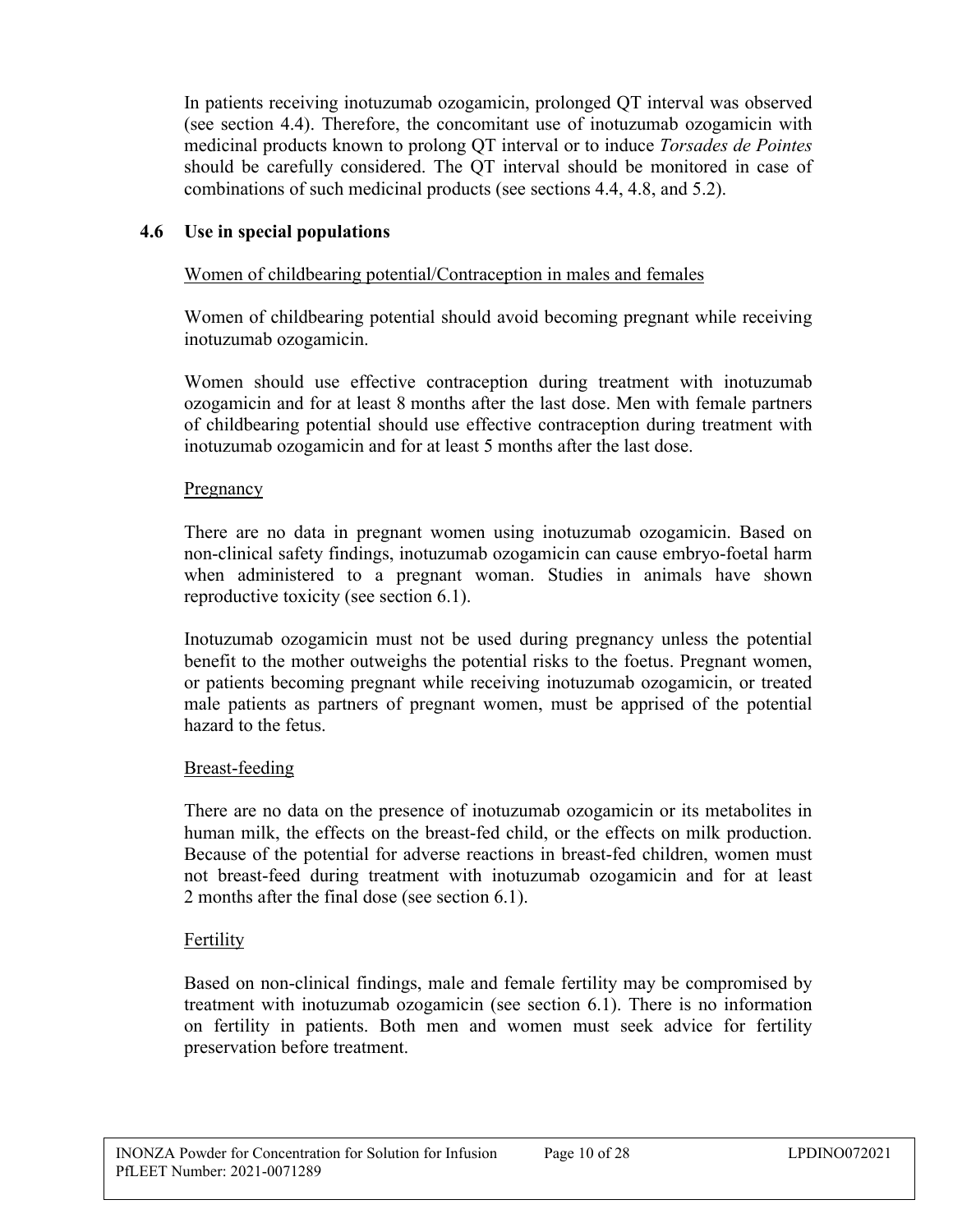In patients receiving inotuzumab ozogamicin, prolonged QT interval was observed (see section 4.4). Therefore, the concomitant use of inotuzumab ozogamicin with medicinal products known to prolong QT interval or to induce *Torsades de Pointes* should be carefully considered. The QT interval should be monitored in case of combinations of such medicinal products (see sections 4.4, 4.8, and 5.2).

## 4.6 Use in special populations

Women of childbearing potential/Contraception in males and females

Women of childbearing potential should avoid becoming pregnant while receiving inotuzumab ozogamicin.

Women should use effective contraception during treatment with inotuzumab ozogamicin and for at least 8 months after the last dose. Men with female partners of childbearing potential should use effective contraception during treatment with inotuzumab ozogamicin and for at least 5 months after the last dose.

Pregnancy

There are no data in pregnant women using inotuzumab ozogamicin. Based on non-clinical safety findings, inotuzumab ozogamicin can cause embryo-foetal harm when administered to a pregnant woman. Studies in animals have shown reproductive toxicity (see section 6.1).

Inotuzumab ozogamicin must not be used during pregnancy unless the potential benefit to the mother outweighs the potential risks to the foetus. Pregnant women, or patients becoming pregnant while receiving inotuzumab ozogamicin, or treated male patients as partners of pregnant women, must be apprised of the potential hazard to the fetus.

Breast-feeding

There are no data on the presence of inotuzumab ozogamicin or its metabolites in human milk, the effects on the breast-fed child, or the effects on milk production. Because of the potential for adverse reactions in breast-fed children, women must not breast-feed during treatment with inotuzumab ozogamicin and for at least 2 months after the final dose (see section 6.1).

Fertility

Based on non-clinical findings, male and female fertility may be compromised by treatment with inotuzumab ozogamicin (see section 6.1). There is no information on fertility in patients. Both men and women must seek advice for fertility preservation before treatment.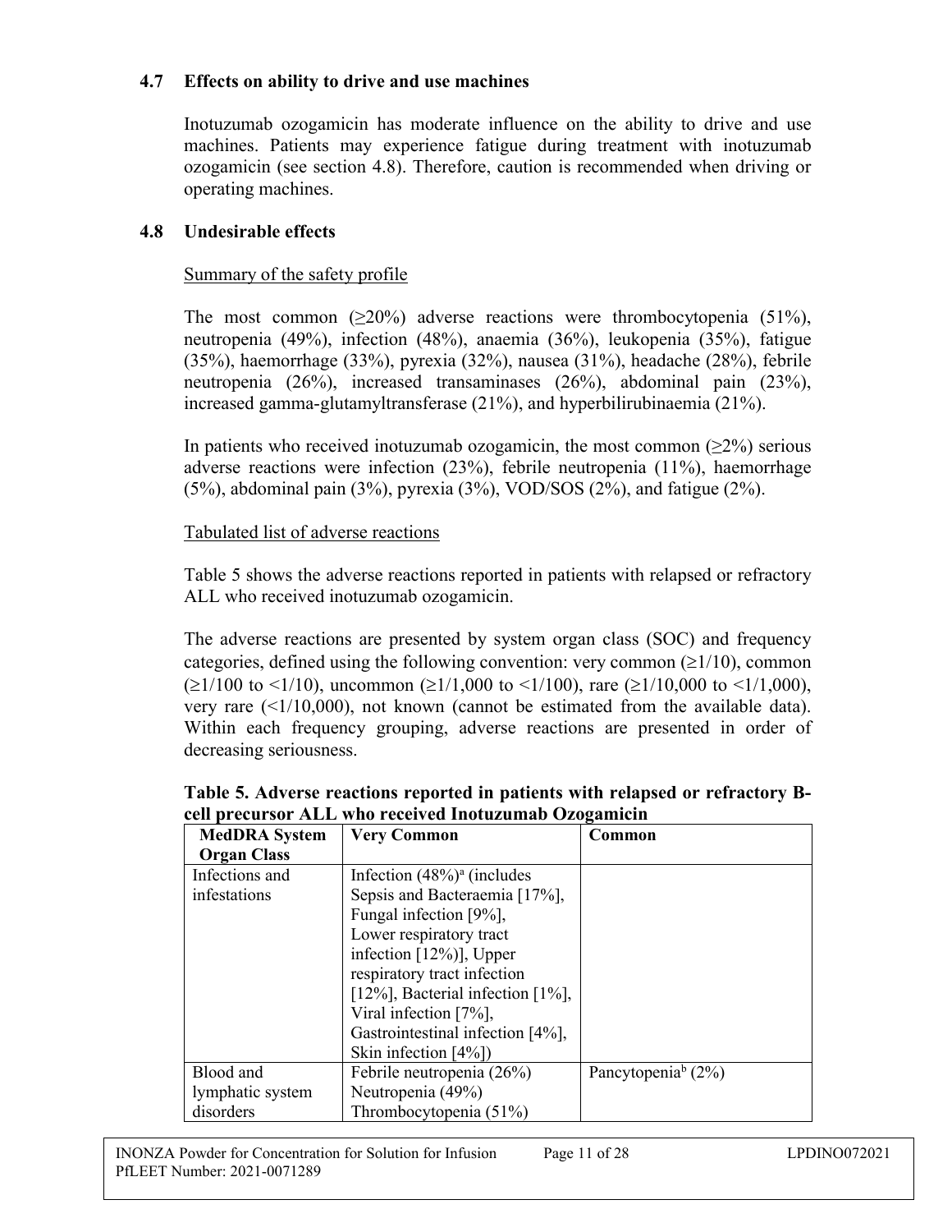## 4.7 Effects on ability to drive and use machines

Inotuzumab ozogamicin has moderate influence on the ability to drive and use machines. Patients may experience fatigue during treatment with inotuzumab ozogamicin (see section 4.8). Therefore, caution is recommended when driving or operating machines.

## 4.8 Undesirable effects

Summary of the safety profile

The most common (≥20%) adverse reactions were thrombocytopenia (51%), neutropenia (49%), infection (48%), anaemia (36%), leukopenia (35%), fatigue (35%), haemorrhage (33%), pyrexia (32%), nausea (31%), headache (28%), febrile neutropenia (26%), increased transaminases (26%), abdominal pain (23%), increased gamma-glutamyltransferase (21%), and hyperbilirubinaemia (21%).

In patients who received inotuzumab ozogamicin, the most common (≥2%) serious adverse reactions were infection (23%), febrile neutropenia (11%), haemorrhage (5%), abdominal pain (3%), pyrexia (3%), VOD/SOS (2%), and fatigue (2%).

Tabulated list of adverse reactions

Table 5 shows the adverse reactions reported in patients with relapsed or refractory ALL who received inotuzumab ozogamicin.

The adverse reactions are presented by system organ class (SOC) and frequency categories, defined using the following convention: very common (≥1/10), common (≥1/100 to <1/10), uncommon (≥1/1,000 to <1/100), rare (≥1/10,000 to <1/1,000), very rare (<1/10,000), not known (cannot be estimated from the available data). Within each frequency grouping, adverse reactions are presented in order of decreasing seriousness.

**Table 5. Adverse reactions reported in patients with relapsed or refractory B-cell precursor ALL who received Inotuzumab Ozogamicin**

| MedDRA System Organ Class | Very Common | Common |
|---|---|---|
| Infections and infestations | Infection (48%)[a] (includes Sepsis and Bacteraemia [17%], Fungal infection [9%], Lower respiratory tract infection [12%)], Upper respiratory tract infection [12%], Bacterial infection [1%], Viral infection [7%], Gastrointestinal infection [4%], Skin infection [4%]) | |
| Blood and lymphatic system disorders | Febrile neutropenia (26%)<br>Neutropenia (49%)<br>Thrombocytopenia (51%) | Pancytopenia[b] (2%) |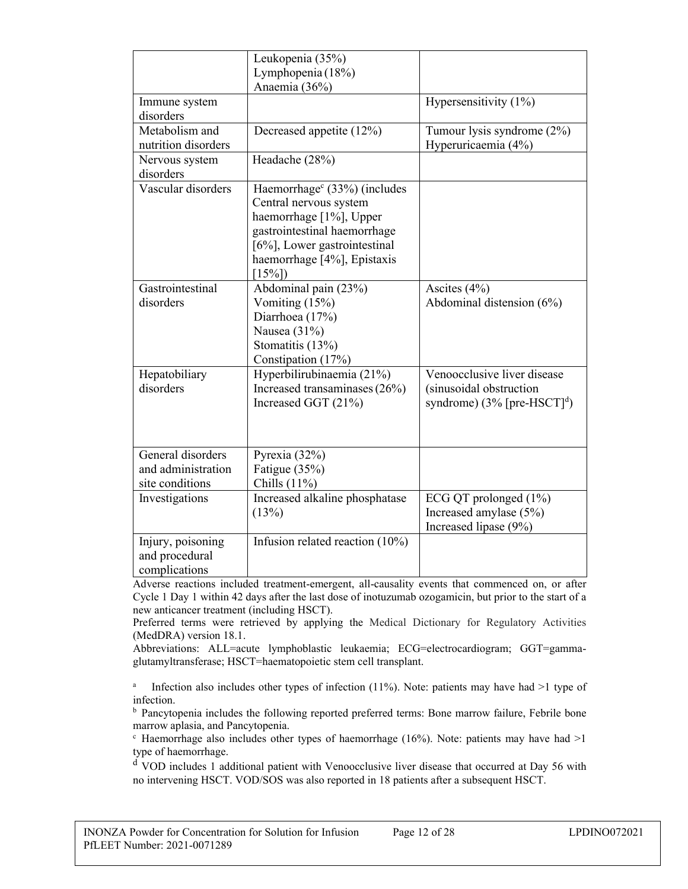| | | |
|---|---|---|
| | Leukopenia (35%)<br>Lymphopenia (18%)<br>Anaemia (36%) | |
| Immune system disorders | | Hypersensitivity (1%) |
| Metabolism and nutrition disorders | Decreased appetite (12%) | Tumour lysis syndrome (2%)<br>Hyperuricaemia (4%) |
| Nervous system disorders | Headache (28%) | |
| Vascular disorders | Haemorrhage[c] (33%) (includes Central nervous system haemorrhage [1%], Upper gastrointestinal haemorrhage [6%], Lower gastrointestinal haemorrhage [4%], Epistaxis [15%]) | |
| Gastrointestinal disorders | Abdominal pain (23%)<br>Vomiting (15%)<br>Diarrhoea (17%)<br>Nausea (31%)<br>Stomatitis (13%)<br>Constipation (17%) | Ascites (4%)<br>Abdominal distension (6%) |
| Hepatobiliary disorders | Hyperbilirubinaemia (21%)<br>Increased transaminases (26%)<br>Increased GGT (21%) | Venoocclusive liver disease (sinusoidal obstruction syndrome) (3% [pre-HSCT][d]) |
| General disorders and administration site conditions | Pyrexia (32%)<br>Fatigue (35%)<br>Chills (11%) | |
| Investigations | Increased alkaline phosphatase (13%) | ECG QT prolonged (1%)<br>Increased amylase (5%)<br>Increased lipase (9%) |
| Injury, poisoning and procedural complications | Infusion related reaction (10%) | |

Adverse reactions included treatment-emergent, all-causality events that commenced on, or after Cycle 1 Day 1 within 42 days after the last dose of inotuzumab ozogamicin, but prior to the start of a new anticancer treatment (including HSCT).

Preferred terms were retrieved by applying the Medical Dictionary for Regulatory Activities (MedDRA) version 18.1.

Abbreviations: ALL=acute lymphoblastic leukaemia; ECG=electrocardiogram; GGT=gamma-glutamyltransferase; HSCT=haematopoietic stem cell transplant.

[a] Infection also includes other types of infection (11%). Note: patients may have had >1 type of infection.

[b] Pancytopenia includes the following reported preferred terms: Bone marrow failure, Febrile bone marrow aplasia, and Pancytopenia.

[c] Haemorrhage also includes other types of haemorrhage (16%). Note: patients may have had >1 type of haemorrhage.

[d] VOD includes 1 additional patient with Venoocclusive liver disease that occurred at Day 56 with no intervening HSCT. VOD/SOS was also reported in 18 patients after a subsequent HSCT.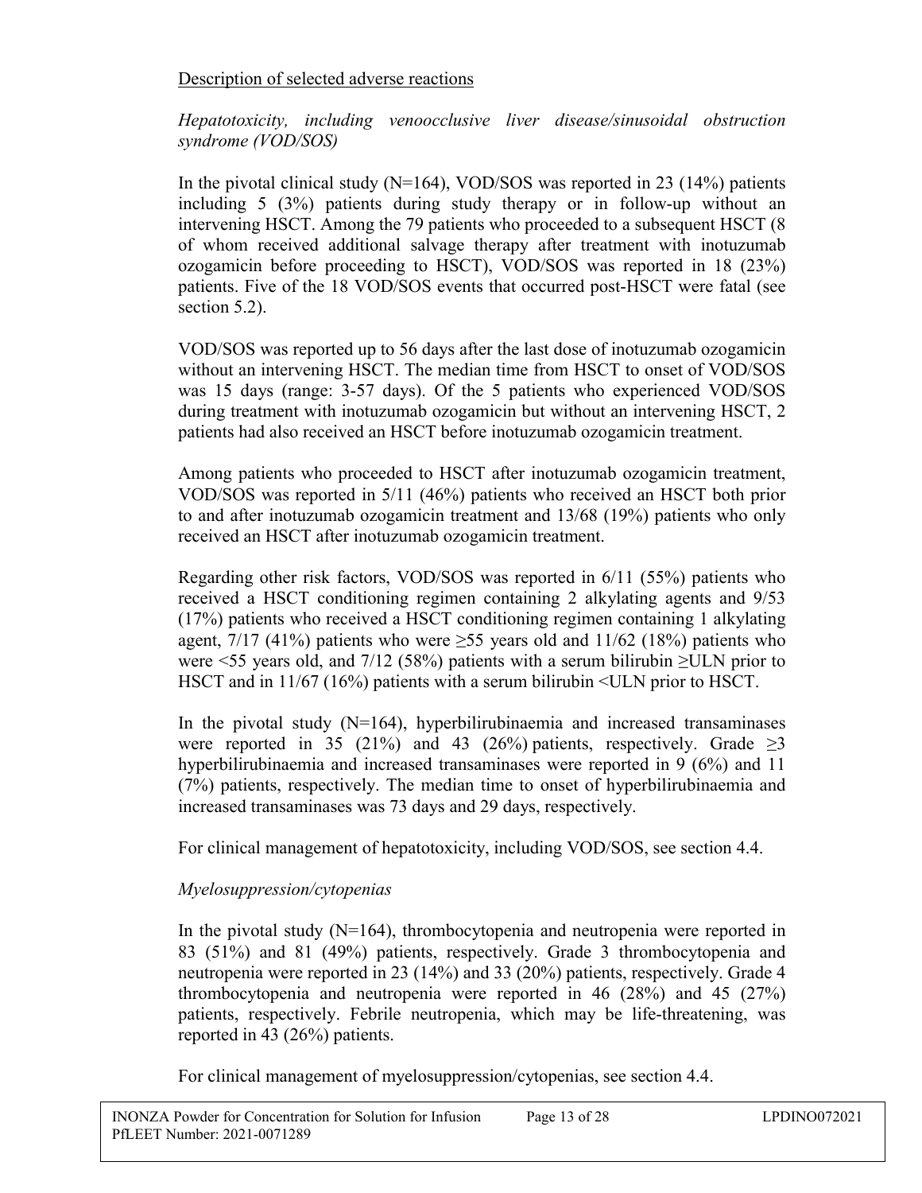Description of selected adverse reactions

*Hepatotoxicity, including venoocclusive liver disease/sinusoidal obstruction syndrome (VOD/SOS)*

In the pivotal clinical study (N=164), VOD/SOS was reported in 23 (14%) patients including 5 (3%) patients during study therapy or in follow-up without an intervening HSCT. Among the 79 patients who proceeded to a subsequent HSCT (8 of whom received additional salvage therapy after treatment with inotuzumab ozogamicin before proceeding to HSCT), VOD/SOS was reported in 18 (23%) patients. Five of the 18 VOD/SOS events that occurred post-HSCT were fatal (see section 5.2).

VOD/SOS was reported up to 56 days after the last dose of inotuzumab ozogamicin without an intervening HSCT. The median time from HSCT to onset of VOD/SOS was 15 days (range: 3-57 days). Of the 5 patients who experienced VOD/SOS during treatment with inotuzumab ozogamicin but without an intervening HSCT, 2 patients had also received an HSCT before inotuzumab ozogamicin treatment.

Among patients who proceeded to HSCT after inotuzumab ozogamicin treatment, VOD/SOS was reported in 5/11 (46%) patients who received an HSCT both prior to and after inotuzumab ozogamicin treatment and 13/68 (19%) patients who only received an HSCT after inotuzumab ozogamicin treatment.

Regarding other risk factors, VOD/SOS was reported in 6/11 (55%) patients who received a HSCT conditioning regimen containing 2 alkylating agents and 9/53 (17%) patients who received a HSCT conditioning regimen containing 1 alkylating agent, 7/17 (41%) patients who were ≥55 years old and 11/62 (18%) patients who were <55 years old, and 7/12 (58%) patients with a serum bilirubin ≥ULN prior to HSCT and in 11/67 (16%) patients with a serum bilirubin <ULN prior to HSCT.

In the pivotal study (N=164), hyperbilirubinaemia and increased transaminases were reported in 35 (21%) and 43 (26%) patients, respectively. Grade ≥3 hyperbilirubinaemia and increased transaminases were reported in 9 (6%) and 11 (7%) patients, respectively. The median time to onset of hyperbilirubinaemia and increased transaminases was 73 days and 29 days, respectively.

For clinical management of hepatotoxicity, including VOD/SOS, see section 4.4.

*Myelosuppression/cytopenias*

In the pivotal study (N=164), thrombocytopenia and neutropenia were reported in 83 (51%) and 81 (49%) patients, respectively. Grade 3 thrombocytopenia and neutropenia were reported in 23 (14%) and 33 (20%) patients, respectively. Grade 4 thrombocytopenia and neutropenia were reported in 46 (28%) and 45 (27%) patients, respectively. Febrile neutropenia, which may be life-threatening, was reported in 43 (26%) patients.

For clinical management of myelosuppression/cytopenias, see section 4.4.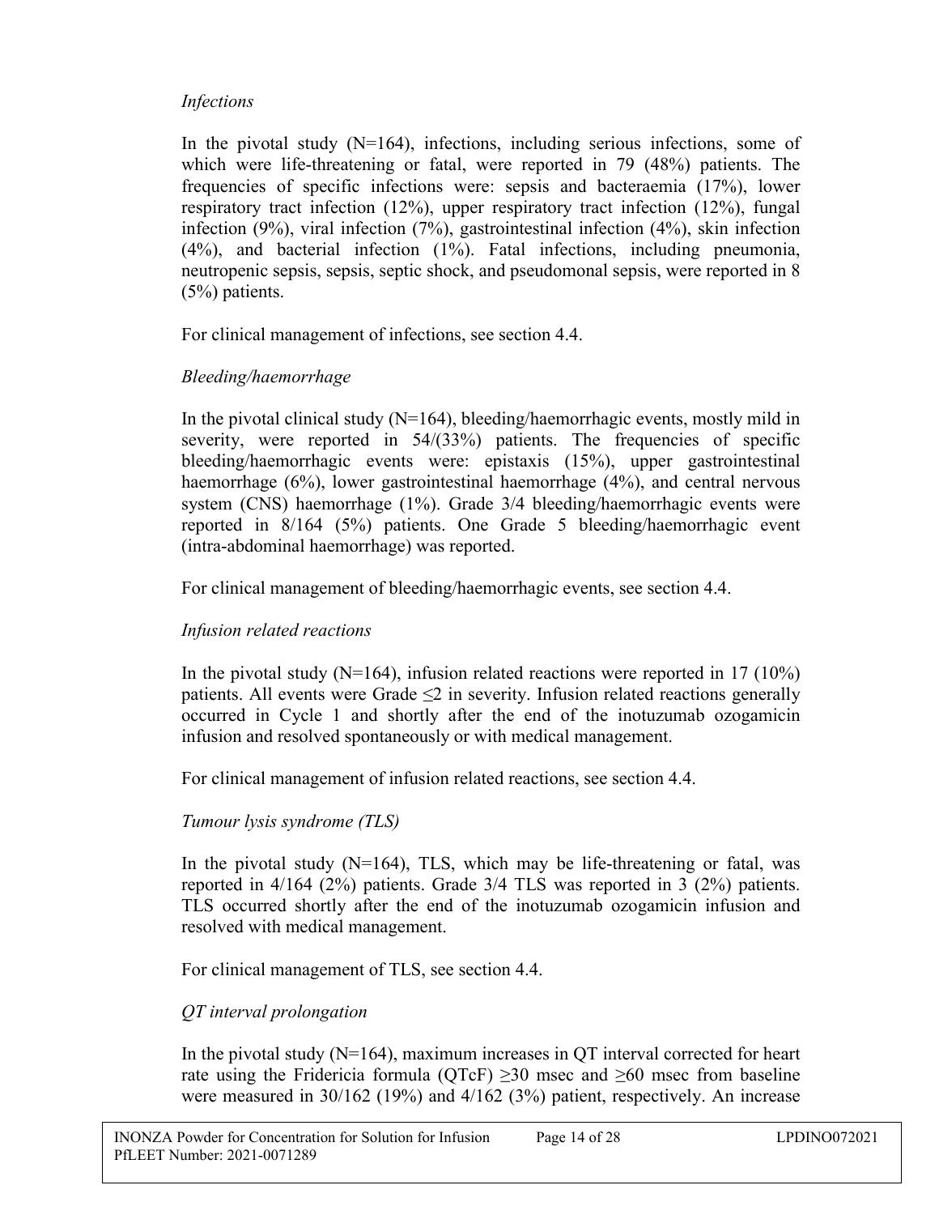*Infections*

In the pivotal study (N=164), infections, including serious infections, some of which were life-threatening or fatal, were reported in 79 (48%) patients. The frequencies of specific infections were: sepsis and bacteraemia (17%), lower respiratory tract infection (12%), upper respiratory tract infection (12%), fungal infection (9%), viral infection (7%), gastrointestinal infection (4%), skin infection (4%), and bacterial infection (1%). Fatal infections, including pneumonia, neutropenic sepsis, sepsis, septic shock, and pseudomonal sepsis, were reported in 8 (5%) patients.

For clinical management of infections, see section 4.4.

*Bleeding/haemorrhage*

In the pivotal clinical study (N=164), bleeding/haemorrhagic events, mostly mild in severity, were reported in 54/(33%) patients. The frequencies of specific bleeding/haemorrhagic events were: epistaxis (15%), upper gastrointestinal haemorrhage (6%), lower gastrointestinal haemorrhage (4%), and central nervous system (CNS) haemorrhage (1%). Grade 3/4 bleeding/haemorrhagic events were reported in 8/164 (5%) patients. One Grade 5 bleeding/haemorrhagic event (intra-abdominal haemorrhage) was reported.

For clinical management of bleeding/haemorrhagic events, see section 4.4.

*Infusion related reactions*

In the pivotal study (N=164), infusion related reactions were reported in 17 (10%) patients. All events were Grade ≤2 in severity. Infusion related reactions generally occurred in Cycle 1 and shortly after the end of the inotuzumab ozogamicin infusion and resolved spontaneously or with medical management.

For clinical management of infusion related reactions, see section 4.4.

*Tumour lysis syndrome (TLS)*

In the pivotal study (N=164), TLS, which may be life-threatening or fatal, was reported in 4/164 (2%) patients. Grade 3/4 TLS was reported in 3 (2%) patients. TLS occurred shortly after the end of the inotuzumab ozogamicin infusion and resolved with medical management.

For clinical management of TLS, see section 4.4.

*QT interval prolongation*

In the pivotal study (N=164), maximum increases in QT interval corrected for heart rate using the Fridericia formula (QTcF) ≥30 msec and ≥60 msec from baseline were measured in 30/162 (19%) and 4/162 (3%) patient, respectively. An increase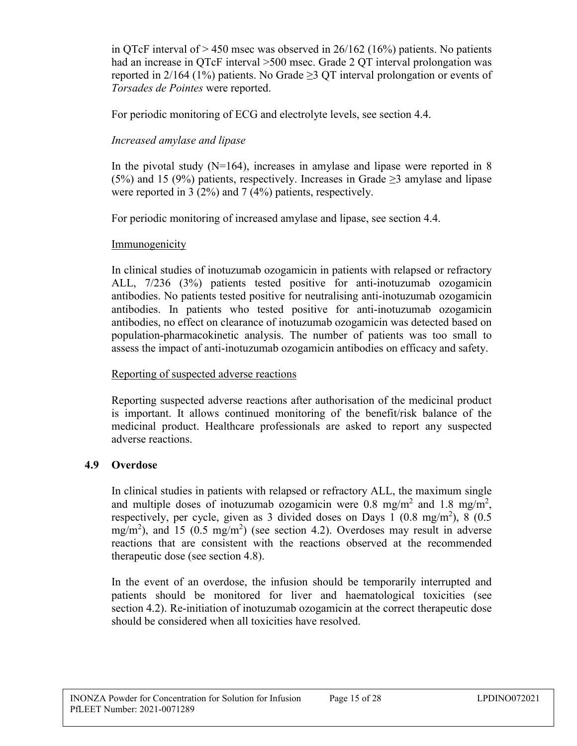in QTcF interval of > 450 msec was observed in 26/162 (16%) patients. No patients had an increase in QTcF interval >500 msec. Grade 2 QT interval prolongation was reported in 2/164 (1%) patients. No Grade ≥3 QT interval prolongation or events of *Torsades de Pointes* were reported.

For periodic monitoring of ECG and electrolyte levels, see section 4.4.

*Increased amylase and lipase*

In the pivotal study (N=164), increases in amylase and lipase were reported in 8 (5%) and 15 (9%) patients, respectively. Increases in Grade ≥3 amylase and lipase were reported in 3 (2%) and 7 (4%) patients, respectively.

For periodic monitoring of increased amylase and lipase, see section 4.4.

Immunogenicity

In clinical studies of inotuzumab ozogamicin in patients with relapsed or refractory ALL, 7/236 (3%) patients tested positive for anti-inotuzumab ozogamicin antibodies. No patients tested positive for neutralising anti-inotuzumab ozogamicin antibodies. In patients who tested positive for anti-inotuzumab ozogamicin antibodies, no effect on clearance of inotuzumab ozogamicin was detected based on population-pharmacokinetic analysis. The number of patients was too small to assess the impact of anti-inotuzumab ozogamicin antibodies on efficacy and safety.

Reporting of suspected adverse reactions

Reporting suspected adverse reactions after authorisation of the medicinal product is important. It allows continued monitoring of the benefit/risk balance of the medicinal product. Healthcare professionals are asked to report any suspected adverse reactions.

## 4.9 Overdose

In clinical studies in patients with relapsed or refractory ALL, the maximum single and multiple doses of inotuzumab ozogamicin were 0.8 mg/m$^2$ and 1.8 mg/m$^2$, respectively, per cycle, given as 3 divided doses on Days 1 (0.8 mg/m$^2$), 8 (0.5 mg/m$^2$), and 15 (0.5 mg/m$^2$) (see section 4.2). Overdoses may result in adverse reactions that are consistent with the reactions observed at the recommended therapeutic dose (see section 4.8).

In the event of an overdose, the infusion should be temporarily interrupted and patients should be monitored for liver and haematological toxicities (see section 4.2). Re-initiation of inotuzumab ozogamicin at the correct therapeutic dose should be considered when all toxicities have resolved.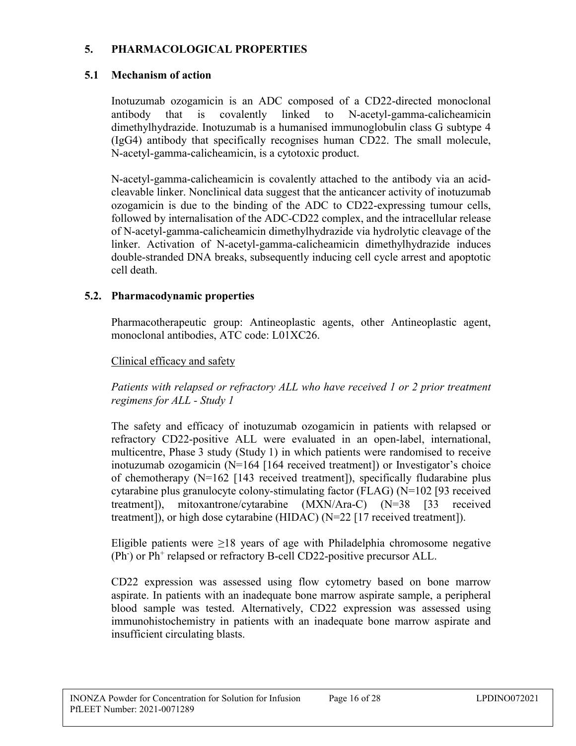## 5. PHARMACOLOGICAL PROPERTIES

### 5.1 Mechanism of action

Inotuzumab ozogamicin is an ADC composed of a CD22-directed monoclonal antibody that is covalently linked to N-acetyl-gamma-calicheamicin dimethylhydrazide. Inotuzumab is a humanised immunoglobulin class G subtype 4 (IgG4) antibody that specifically recognises human CD22. The small molecule, N-acetyl-gamma-calicheamicin, is a cytotoxic product.

N-acetyl-gamma-calicheamicin is covalently attached to the antibody via an acid-cleavable linker. Nonclinical data suggest that the anticancer activity of inotuzumab ozogamicin is due to the binding of the ADC to CD22-expressing tumour cells, followed by internalisation of the ADC-CD22 complex, and the intracellular release of N-acetyl-gamma-calicheamicin dimethylhydrazide via hydrolytic cleavage of the linker. Activation of N-acetyl-gamma-calicheamicin dimethylhydrazide induces double-stranded DNA breaks, subsequently inducing cell cycle arrest and apoptotic cell death.

### 5.2. Pharmacodynamic properties

Pharmacotherapeutic group: Antineoplastic agents, other Antineoplastic agent, monoclonal antibodies, ATC code: L01XC26.

Clinical efficacy and safety

*Patients with relapsed or refractory ALL who have received 1 or 2 prior treatment regimens for ALL - Study 1*

The safety and efficacy of inotuzumab ozogamicin in patients with relapsed or refractory CD22-positive ALL were evaluated in an open-label, international, multicentre, Phase 3 study (Study 1) in which patients were randomised to receive inotuzumab ozogamicin (N=164 [164 received treatment]) or Investigator's choice of chemotherapy (N=162 [143 received treatment]), specifically fludarabine plus cytarabine plus granulocyte colony-stimulating factor (FLAG) (N=102 [93 received treatment]), mitoxantrone/cytarabine (MXN/Ara-C) (N=38 [33 received treatment]), or high dose cytarabine (HIDAC) (N=22 [17 received treatment]).

Eligible patients were ≥18 years of age with Philadelphia chromosome negative ($Ph^-$) or $Ph^+$ relapsed or refractory B-cell CD22-positive precursor ALL.

CD22 expression was assessed using flow cytometry based on bone marrow aspirate. In patients with an inadequate bone marrow aspirate sample, a peripheral blood sample was tested. Alternatively, CD22 expression was assessed using immunohistochemistry in patients with an inadequate bone marrow aspirate and insufficient circulating blasts.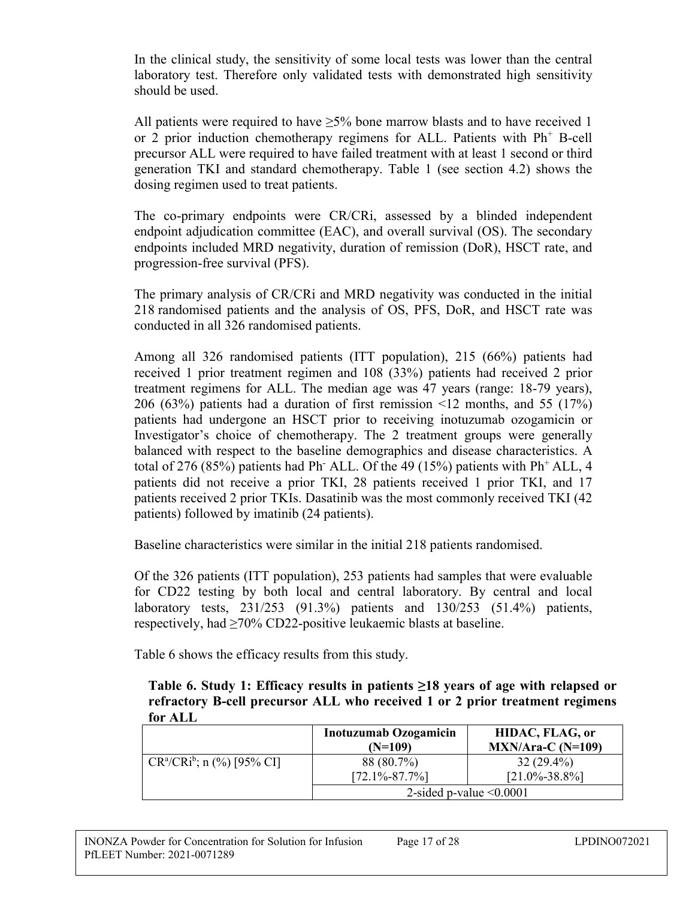In the clinical study, the sensitivity of some local tests was lower than the central laboratory test. Therefore only validated tests with demonstrated high sensitivity should be used.

All patients were required to have ≥5% bone marrow blasts and to have received 1 or 2 prior induction chemotherapy regimens for ALL. Patients with $Ph^+$ B-cell precursor ALL were required to have failed treatment with at least 1 second or third generation TKI and standard chemotherapy. Table 1 (see section 4.2) shows the dosing regimen used to treat patients.

The co-primary endpoints were CR/CRi, assessed by a blinded independent endpoint adjudication committee (EAC), and overall survival (OS). The secondary endpoints included MRD negativity, duration of remission (DoR), HSCT rate, and progression-free survival (PFS).

The primary analysis of CR/CRi and MRD negativity was conducted in the initial 218 randomised patients and the analysis of OS, PFS, DoR, and HSCT rate was conducted in all 326 randomised patients.

Among all 326 randomised patients (ITT population), 215 (66%) patients had received 1 prior treatment regimen and 108 (33%) patients had received 2 prior treatment regimens for ALL. The median age was 47 years (range: 18-79 years), 206 (63%) patients had a duration of first remission <12 months, and 55 (17%) patients had undergone an HSCT prior to receiving inotuzumab ozogamicin or Investigator's choice of chemotherapy. The 2 treatment groups were generally balanced with respect to the baseline demographics and disease characteristics. A total of 276 (85%) patients had $Ph^-$ ALL. Of the 49 (15%) patients with $Ph^+$ ALL, 4 patients did not receive a prior TKI, 28 patients received 1 prior TKI, and 17 patients received 2 prior TKIs. Dasatinib was the most commonly received TKI (42 patients) followed by imatinib (24 patients).

Baseline characteristics were similar in the initial 218 patients randomised.

Of the 326 patients (ITT population), 253 patients had samples that were evaluable for CD22 testing by both local and central laboratory. By central and local laboratory tests, 231/253 (91.3%) patients and 130/253 (51.4%) patients, respectively, had ≥70% CD22-positive leukaemic blasts at baseline.

Table 6 shows the efficacy results from this study.

**Table 6. Study 1: Efficacy results in patients ≥18 years of age with relapsed or refractory B-cell precursor ALL who received 1 or 2 prior treatment regimens for ALL**

| | Inotuzumab Ozogamicin (N=109) | HIDAC, FLAG, or MXN/Ara-C (N=109) |
|---|---|---|
| CR[a]/CRi[b]; n (%) [95% CI] | 88 (80.7%) [72.1%-87.7%] | 32 (29.4%) [21.0%-38.8%] |
| | 2-sided p-value <0.0001 | |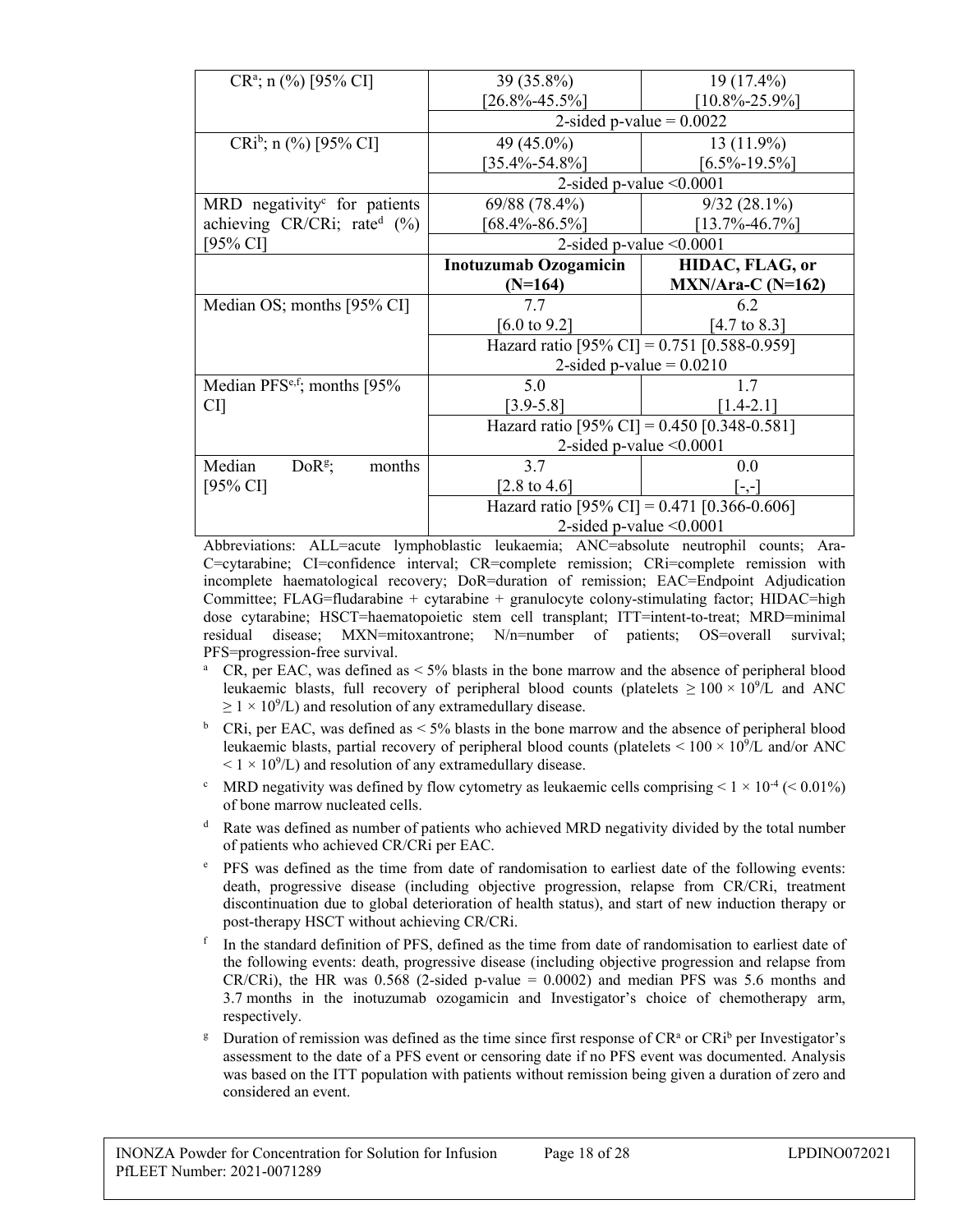| | | |
|---|---|---|
| CR[a]; n (%) [95% CI] | 39 (35.8%) [26.8%-45.5%] | 19 (17.4%) [10.8%-25.9%] |
| | 2-sided p-value = 0.0022 | |
| CRi[b]; n (%) [95% CI] | 49 (45.0%) [35.4%-54.8%] | 13 (11.9%) [6.5%-19.5%] |
| | 2-sided p-value <0.0001 | |
| MRD negativity[c] for patients achieving CR/CRi; rate[d] (%) [95% CI] | 69/88 (78.4%) [68.4%-86.5%] | 9/32 (28.1%) [13.7%-46.7%] |
| | 2-sided p-value <0.0001 | |
| | **Inotuzumab Ozogamicin (N=164)** | **HIDAC, FLAG, or MXN/Ara-C (N=162)** |
| Median OS; months [95% CI] | 7.7 [6.0 to 9.2] | 6.2 [4.7 to 8.3] |
| | Hazard ratio [95% CI] = 0.751 [0.588-0.959] 2-sided p-value = 0.0210 | |
| Median PFS[e,f]; months [95% CI] | 5.0 [3.9-5.8] | 1.7 [1.4-2.1] |
| | Hazard ratio [95% CI] = 0.450 [0.348-0.581] 2-sided p-value <0.0001 | |
| Median DoR[g]; months [95% CI] | 3.7 [2.8 to 4.6] | 0.0 [-,-] |
| | Hazard ratio [95% CI] = 0.471 [0.366-0.606] 2-sided p-value <0.0001 | |

Abbreviations: ALL=acute lymphoblastic leukaemia; ANC=absolute neutrophil counts; Ara-C=cytarabine; CI=confidence interval; CR=complete remission; CRi=complete remission with incomplete haematological recovery; DoR=duration of remission; EAC=Endpoint Adjudication Committee; FLAG=fludarabine + cytarabine + granulocyte colony-stimulating factor; HIDAC=high dose cytarabine; HSCT=haematopoietic stem cell transplant; ITT=intent-to-treat; MRD=minimal residual disease; MXN=mitoxantrone; N/n=number of patients; OS=overall survival; PFS=progression-free survival.

[a] CR, per EAC, was defined as < 5% blasts in the bone marrow and the absence of peripheral blood leukaemic blasts, full recovery of peripheral blood counts (platelets $\geq 100 \times 10^9$/L and ANC $\geq 1 \times 10^9$/L) and resolution of any extramedullary disease.

[b] CRi, per EAC, was defined as < 5% blasts in the bone marrow and the absence of peripheral blood leukaemic blasts, partial recovery of peripheral blood counts (platelets $< 100 \times 10^9$/L and/or ANC $< 1 \times 10^9$/L) and resolution of any extramedullary disease.

[c] MRD negativity was defined by flow cytometry as leukaemic cells comprising $< 1 \times 10^{-4}$ (< 0.01%) of bone marrow nucleated cells.

[d] Rate was defined as number of patients who achieved MRD negativity divided by the total number of patients who achieved CR/CRi per EAC.

[e] PFS was defined as the time from date of randomisation to earliest date of the following events: death, progressive disease (including objective progression, relapse from CR/CRi, treatment discontinuation due to global deterioration of health status), and start of new induction therapy or post-therapy HSCT without achieving CR/CRi.

[f] In the standard definition of PFS, defined as the time from date of randomisation to earliest date of the following events: death, progressive disease (including objective progression and relapse from CR/CRi), the HR was 0.568 (2-sided p-value = 0.0002) and median PFS was 5.6 months and 3.7 months in the inotuzumab ozogamicin and Investigator's choice of chemotherapy arm, respectively.

[g] Duration of remission was defined as the time since first response of CR[a] or CRi[b] per Investigator's assessment to the date of a PFS event or censoring date if no PFS event was documented. Analysis was based on the ITT population with patients without remission being given a duration of zero and considered an event.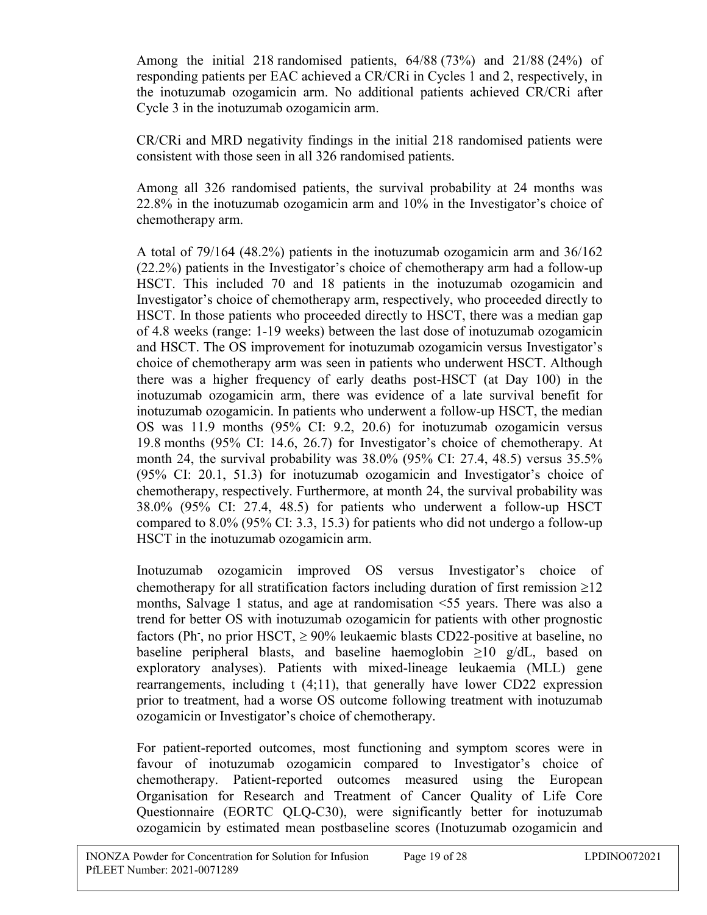Among the initial 218 randomised patients, 64/88 (73%) and 21/88 (24%) of responding patients per EAC achieved a CR/CRi in Cycles 1 and 2, respectively, in the inotuzumab ozogamicin arm. No additional patients achieved CR/CRi after Cycle 3 in the inotuzumab ozogamicin arm.

CR/CRi and MRD negativity findings in the initial 218 randomised patients were consistent with those seen in all 326 randomised patients.

Among all 326 randomised patients, the survival probability at 24 months was 22.8% in the inotuzumab ozogamicin arm and 10% in the Investigator's choice of chemotherapy arm.

A total of 79/164 (48.2%) patients in the inotuzumab ozogamicin arm and 36/162 (22.2%) patients in the Investigator's choice of chemotherapy arm had a follow-up HSCT. This included 70 and 18 patients in the inotuzumab ozogamicin and Investigator's choice of chemotherapy arm, respectively, who proceeded directly to HSCT. In those patients who proceeded directly to HSCT, there was a median gap of 4.8 weeks (range: 1-19 weeks) between the last dose of inotuzumab ozogamicin and HSCT. The OS improvement for inotuzumab ozogamicin versus Investigator's choice of chemotherapy arm was seen in patients who underwent HSCT. Although there was a higher frequency of early deaths post-HSCT (at Day 100) in the inotuzumab ozogamicin arm, there was evidence of a late survival benefit for inotuzumab ozogamicin. In patients who underwent a follow-up HSCT, the median OS was 11.9 months (95% CI: 9.2, 20.6) for inotuzumab ozogamicin versus 19.8 months (95% CI: 14.6, 26.7) for Investigator's choice of chemotherapy. At month 24, the survival probability was 38.0% (95% CI: 27.4, 48.5) versus 35.5% (95% CI: 20.1, 51.3) for inotuzumab ozogamicin and Investigator's choice of chemotherapy, respectively. Furthermore, at month 24, the survival probability was 38.0% (95% CI: 27.4, 48.5) for patients who underwent a follow-up HSCT compared to 8.0% (95% CI: 3.3, 15.3) for patients who did not undergo a follow-up HSCT in the inotuzumab ozogamicin arm.

Inotuzumab ozogamicin improved OS versus Investigator's choice of chemotherapy for all stratification factors including duration of first remission ≥12 months, Salvage 1 status, and age at randomisation <55 years. There was also a trend for better OS with inotuzumab ozogamicin for patients with other prognostic factors ($Ph^-$, no prior HSCT, ≥ 90% leukaemic blasts CD22-positive at baseline, no baseline peripheral blasts, and baseline haemoglobin ≥10 g/dL, based on exploratory analyses). Patients with mixed-lineage leukaemia (MLL) gene rearrangements, including t (4;11), that generally have lower CD22 expression prior to treatment, had a worse OS outcome following treatment with inotuzumab ozogamicin or Investigator's choice of chemotherapy.

For patient-reported outcomes, most functioning and symptom scores were in favour of inotuzumab ozogamicin compared to Investigator's choice of chemotherapy. Patient-reported outcomes measured using the European Organisation for Research and Treatment of Cancer Quality of Life Core Questionnaire (EORTC QLQ-C30), were significantly better for inotuzumab ozogamicin by estimated mean postbaseline scores (Inotuzumab ozogamicin and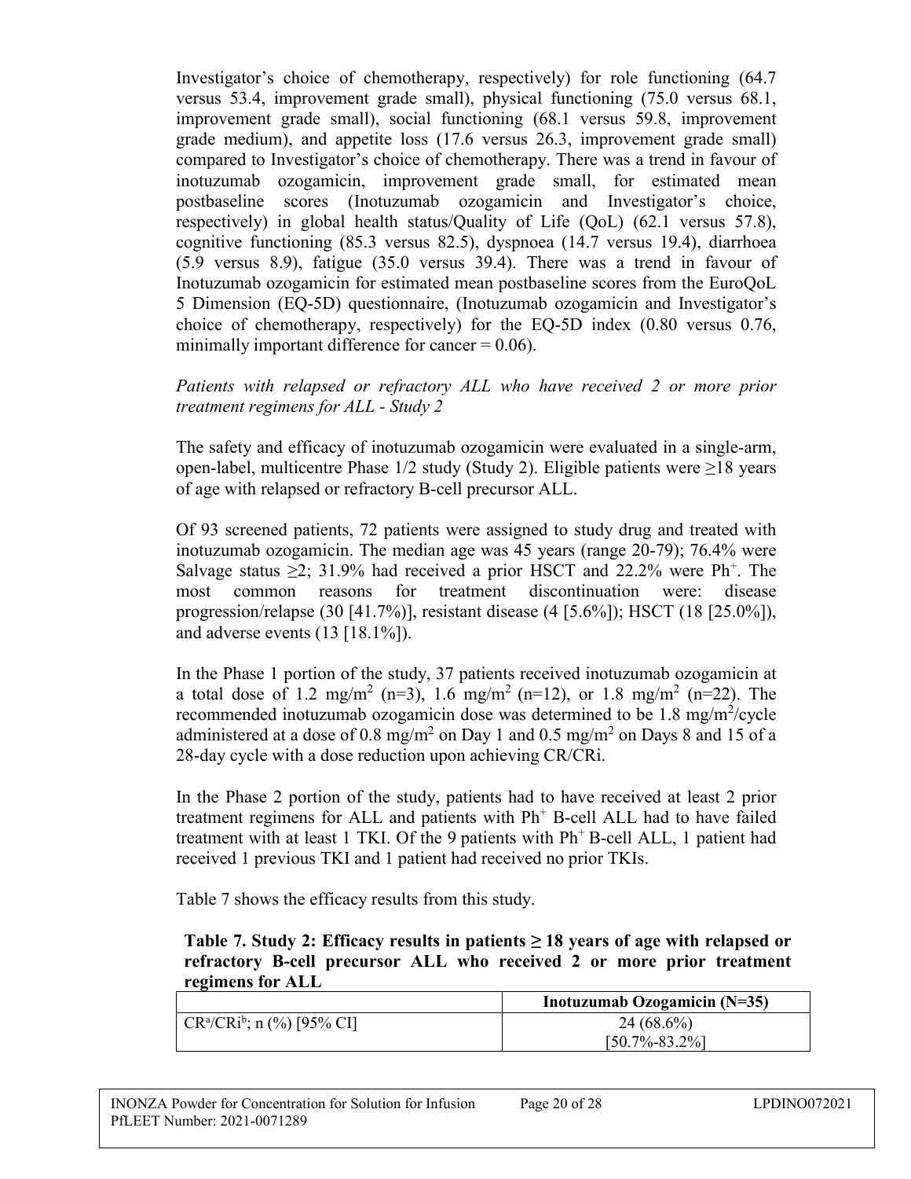Investigator's choice of chemotherapy, respectively) for role functioning (64.7 versus 53.4, improvement grade small), physical functioning (75.0 versus 68.1, improvement grade small), social functioning (68.1 versus 59.8, improvement grade medium), and appetite loss (17.6 versus 26.3, improvement grade small) compared to Investigator's choice of chemotherapy. There was a trend in favour of inotuzumab ozogamicin, improvement grade small, for estimated mean postbaseline scores (Inotuzumab ozogamicin and Investigator's choice, respectively) in global health status/Quality of Life (QoL) (62.1 versus 57.8), cognitive functioning (85.3 versus 82.5), dyspnoea (14.7 versus 19.4), diarrhoea (5.9 versus 8.9), fatigue (35.0 versus 39.4). There was a trend in favour of Inotuzumab ozogamicin for estimated mean postbaseline scores from the EuroQoL 5 Dimension (EQ-5D) questionnaire, (Inotuzumab ozogamicin and Investigator's choice of chemotherapy, respectively) for the EQ-5D index (0.80 versus 0.76, minimally important difference for cancer = 0.06).

*Patients with relapsed or refractory ALL who have received 2 or more prior treatment regimens for ALL - Study 2*

The safety and efficacy of inotuzumab ozogamicin were evaluated in a single-arm, open-label, multicentre Phase 1/2 study (Study 2). Eligible patients were ≥18 years of age with relapsed or refractory B-cell precursor ALL.

Of 93 screened patients, 72 patients were assigned to study drug and treated with inotuzumab ozogamicin. The median age was 45 years (range 20-79); 76.4% were Salvage status ≥2; 31.9% had received a prior HSCT and 22.2% were $Ph^+$. The most common reasons for treatment discontinuation were: disease progression/relapse (30 [41.7%)], resistant disease (4 [5.6%]); HSCT (18 [25.0%]), and adverse events (13 [18.1%]).

In the Phase 1 portion of the study, 37 patients received inotuzumab ozogamicin at a total dose of 1.2 $mg/m^2$ (n=3), 1.6 $mg/m^2$ (n=12), or 1.8 $mg/m^2$ (n=22). The recommended inotuzumab ozogamicin dose was determined to be 1.8 $mg/m^2$/cycle administered at a dose of 0.8 $mg/m^2$ on Day 1 and 0.5 $mg/m^2$ on Days 8 and 15 of a 28-day cycle with a dose reduction upon achieving CR/CRi.

In the Phase 2 portion of the study, patients had to have received at least 2 prior treatment regimens for ALL and patients with $Ph^+$ B-cell ALL had to have failed treatment with at least 1 TKI. Of the 9 patients with $Ph^+$ B-cell ALL, 1 patient had received 1 previous TKI and 1 patient had received no prior TKIs.

Table 7 shows the efficacy results from this study.

**Table 7. Study 2: Efficacy results in patients ≥ 18 years of age with relapsed or refractory B-cell precursor ALL who received 2 or more prior treatment regimens for ALL**

| | Inotuzumab Ozogamicin (N=35) |
|---|---|
| CR[a]/CRi[b]; n (%) [95% CI] | 24 (68.6%) [50.7%-83.2%] |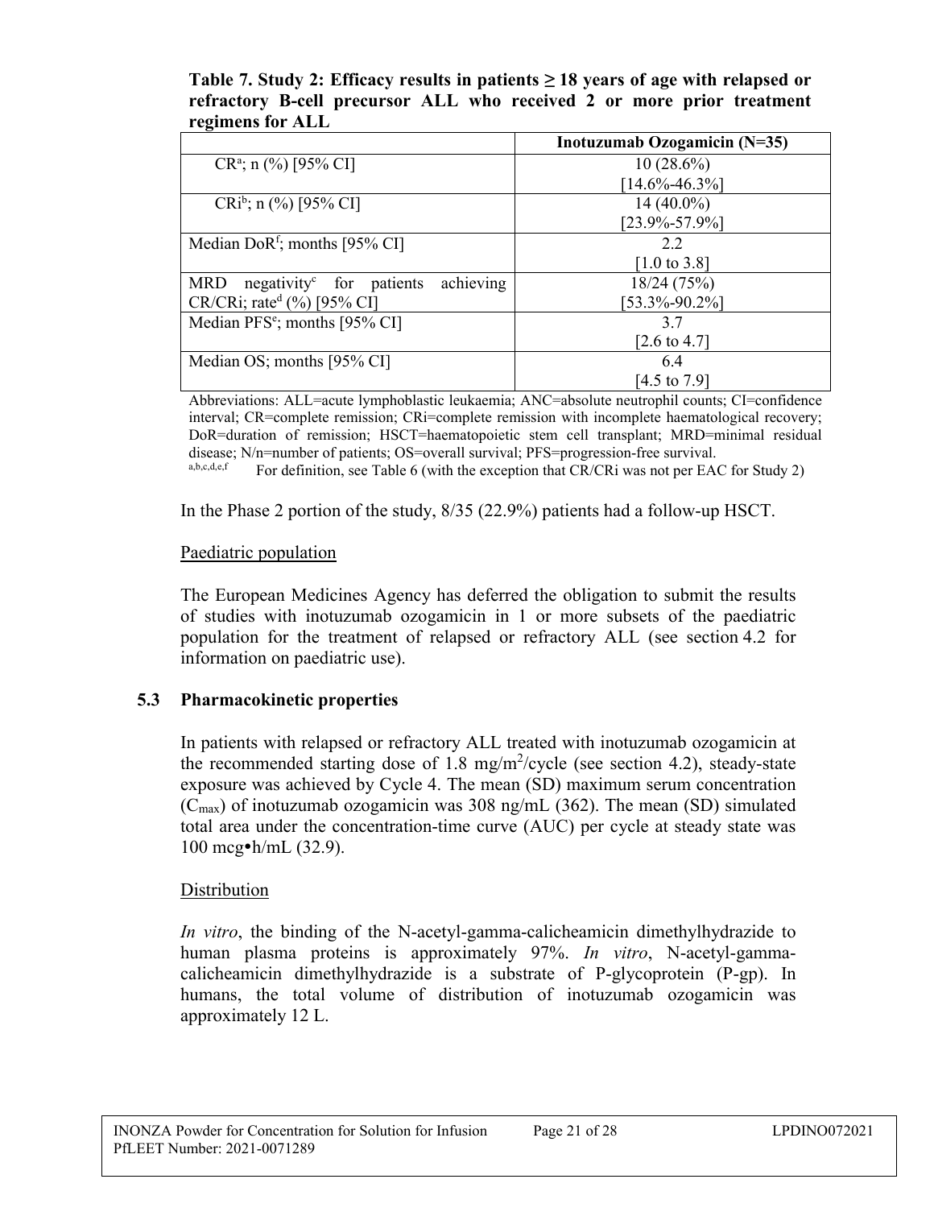**Table 7. Study 2: Efficacy results in patients ≥ 18 years of age with relapsed or refractory B-cell precursor ALL who received 2 or more prior treatment regimens for ALL**

| | Inotuzumab Ozogamicin (N=35) |
|---|---|
| CR[a]; n (%) [95% CI] | 10 (28.6%) [14.6%-46.3%] |
| CRi[b]; n (%) [95% CI] | 14 (40.0%) [23.9%-57.9%] |
| Median DoR[f]; months [95% CI] | 2.2 [1.0 to 3.8] |
| MRD negativity[c] for patients achieving CR/CRi; rate[d] (%) [95% CI] | 18/24 (75%) [53.3%-90.2%] |
| Median PFS[e]; months [95% CI] | 3.7 [2.6 to 4.7] |
| Median OS; months [95% CI] | 6.4 [4.5 to 7.9] |

Abbreviations: ALL=acute lymphoblastic leukaemia; ANC=absolute neutrophil counts; CI=confidence interval; CR=complete remission; CRi=complete remission with incomplete haematological recovery; DoR=duration of remission; HSCT=haematopoietic stem cell transplant; MRD=minimal residual disease; N/n=number of patients; OS=overall survival; PFS=progression-free survival.

[a,b,c,d,e,f] For definition, see Table 6 (with the exception that CR/CRi was not per EAC for Study 2)

In the Phase 2 portion of the study, 8/35 (22.9%) patients had a follow-up HSCT.

Paediatric population

The European Medicines Agency has deferred the obligation to submit the results of studies with inotuzumab ozogamicin in 1 or more subsets of the paediatric population for the treatment of relapsed or refractory ALL (see section 4.2 for information on paediatric use).

## 5.3 Pharmacokinetic properties

In patients with relapsed or refractory ALL treated with inotuzumab ozogamicin at the recommended starting dose of 1.8 $mg/m^2$/cycle (see section 4.2), steady-state exposure was achieved by Cycle 4. The mean (SD) maximum serum concentration ($C_{max}$) of inotuzumab ozogamicin was 308 ng/mL (362). The mean (SD) simulated total area under the concentration-time curve (AUC) per cycle at steady state was 100 mcg•h/mL (32.9).

Distribution

*In vitro*, the binding of the N-acetyl-gamma-calicheamicin dimethylhydrazide to human plasma proteins is approximately 97%. *In vitro*, N-acetyl-gamma-calicheamicin dimethylhydrazide is a substrate of P-glycoprotein (P-gp). In humans, the total volume of distribution of inotuzumab ozogamicin was approximately 12 L.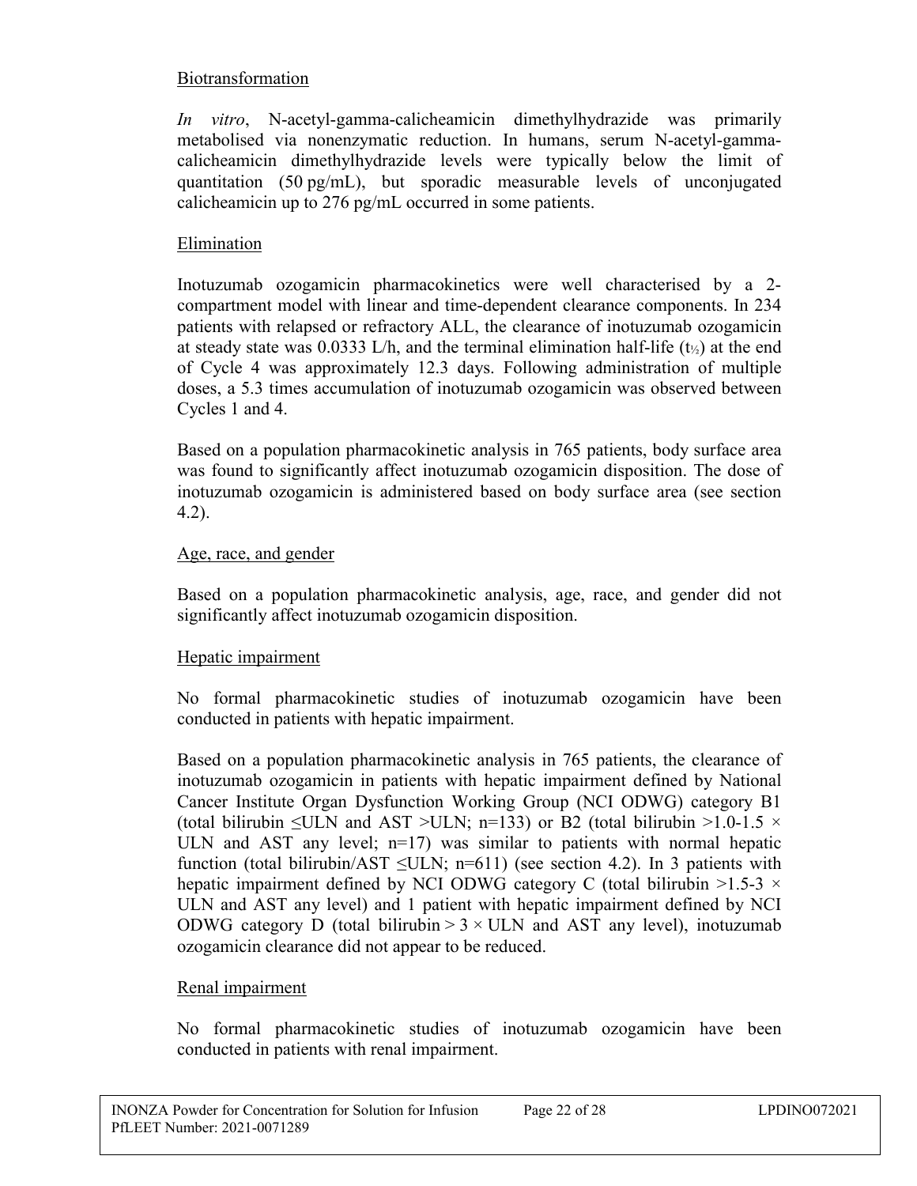Biotransformation

*In vitro*, N-acetyl-gamma-calicheamicin dimethylhydrazide was primarily metabolised via nonenzymatic reduction. In humans, serum N-acetyl-gamma-calicheamicin dimethylhydrazide levels were typically below the limit of quantitation (50 pg/mL), but sporadic measurable levels of unconjugated calicheamicin up to 276 pg/mL occurred in some patients.

Elimination

Inotuzumab ozogamicin pharmacokinetics were well characterised by a 2-compartment model with linear and time-dependent clearance components. In 234 patients with relapsed or refractory ALL, the clearance of inotuzumab ozogamicin at steady state was 0.0333 L/h, and the terminal elimination half-life ($t_{½}$) at the end of Cycle 4 was approximately 12.3 days. Following administration of multiple doses, a 5.3 times accumulation of inotuzumab ozogamicin was observed between Cycles 1 and 4.

Based on a population pharmacokinetic analysis in 765 patients, body surface area was found to significantly affect inotuzumab ozogamicin disposition. The dose of inotuzumab ozogamicin is administered based on body surface area (see section 4.2).

Age, race, and gender

Based on a population pharmacokinetic analysis, age, race, and gender did not significantly affect inotuzumab ozogamicin disposition.

Hepatic impairment

No formal pharmacokinetic studies of inotuzumab ozogamicin have been conducted in patients with hepatic impairment.

Based on a population pharmacokinetic analysis in 765 patients, the clearance of inotuzumab ozogamicin in patients with hepatic impairment defined by National Cancer Institute Organ Dysfunction Working Group (NCI ODWG) category B1 (total bilirubin ≤ULN and AST >ULN; n=133) or B2 (total bilirubin >1.0-1.5 × ULN and AST any level; n=17) was similar to patients with normal hepatic function (total bilirubin/AST ≤ULN; n=611) (see section 4.2). In 3 patients with hepatic impairment defined by NCI ODWG category C (total bilirubin >1.5-3 × ULN and AST any level) and 1 patient with hepatic impairment defined by NCI ODWG category D (total bilirubin > 3 × ULN and AST any level), inotuzumab ozogamicin clearance did not appear to be reduced.

Renal impairment

No formal pharmacokinetic studies of inotuzumab ozogamicin have been conducted in patients with renal impairment.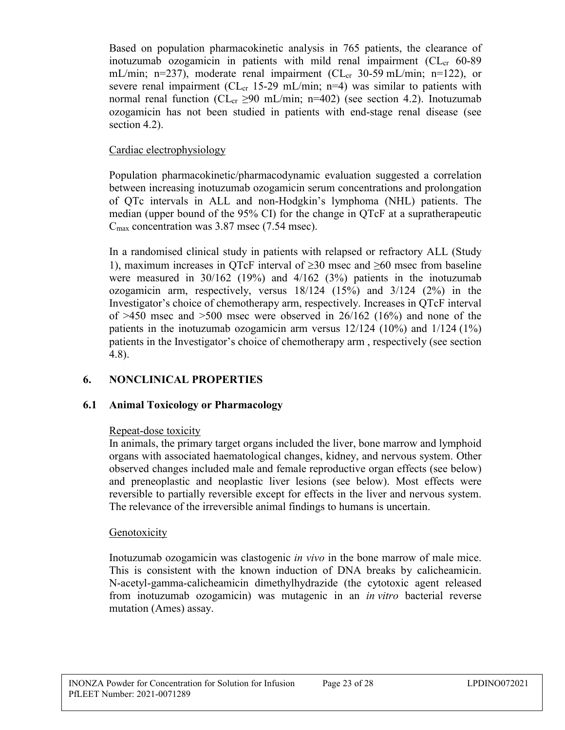Based on population pharmacokinetic analysis in 765 patients, the clearance of inotuzumab ozogamicin in patients with mild renal impairment ($CL_{cr}$ 60-89 mL/min; n=237), moderate renal impairment ($CL_{cr}$ 30-59 mL/min; n=122), or severe renal impairment ($CL_{cr}$ 15-29 mL/min; n=4) was similar to patients with normal renal function ($CL_{cr}$ ≥90 mL/min; n=402) (see section 4.2). Inotuzumab ozogamicin has not been studied in patients with end-stage renal disease (see section 4.2).

Cardiac electrophysiology

Population pharmacokinetic/pharmacodynamic evaluation suggested a correlation between increasing inotuzumab ozogamicin serum concentrations and prolongation of QTc intervals in ALL and non-Hodgkin's lymphoma (NHL) patients. The median (upper bound of the 95% CI) for the change in QTcF at a supratherapeutic $C_{max}$ concentration was 3.87 msec (7.54 msec).

In a randomised clinical study in patients with relapsed or refractory ALL (Study 1), maximum increases in QTcF interval of ≥30 msec and ≥60 msec from baseline were measured in 30/162 (19%) and 4/162 (3%) patients in the inotuzumab ozogamicin arm, respectively, versus 18/124 (15%) and 3/124 (2%) in the Investigator's choice of chemotherapy arm, respectively. Increases in QTcF interval of >450 msec and >500 msec were observed in 26/162 (16%) and none of the patients in the inotuzumab ozogamicin arm versus 12/124 (10%) and 1/124 (1%) patients in the Investigator's choice of chemotherapy arm , respectively (see section 4.8).

## 6. NONCLINICAL PROPERTIES

### 6.1 Animal Toxicology or Pharmacology

Repeat-dose toxicity

In animals, the primary target organs included the liver, bone marrow and lymphoid organs with associated haematological changes, kidney, and nervous system. Other observed changes included male and female reproductive organ effects (see below) and preneoplastic and neoplastic liver lesions (see below). Most effects were reversible to partially reversible except for effects in the liver and nervous system. The relevance of the irreversible animal findings to humans is uncertain.

Genotoxicity

Inotuzumab ozogamicin was clastogenic *in vivo* in the bone marrow of male mice. This is consistent with the known induction of DNA breaks by calicheamicin. N-acetyl-gamma-calicheamicin dimethylhydrazide (the cytotoxic agent released from inotuzumab ozogamicin) was mutagenic in an *in vitro* bacterial reverse mutation (Ames) assay.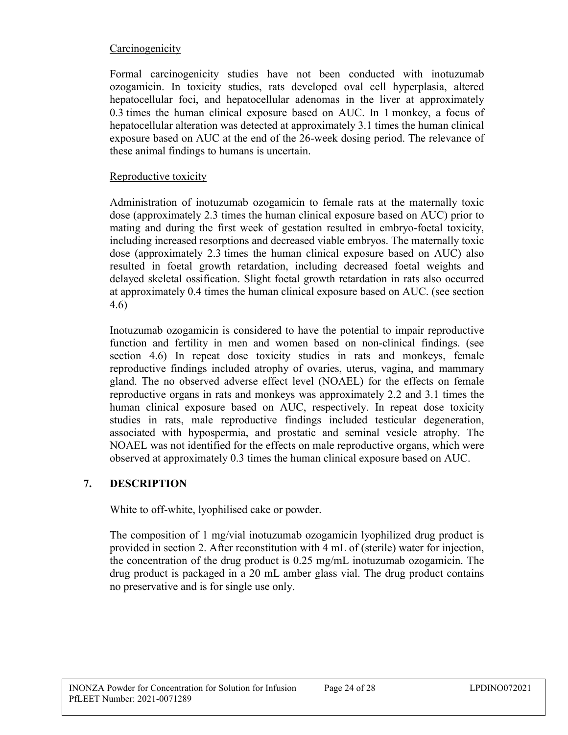Carcinogenicity

Formal carcinogenicity studies have not been conducted with inotuzumab ozogamicin. In toxicity studies, rats developed oval cell hyperplasia, altered hepatocellular foci, and hepatocellular adenomas in the liver at approximately 0.3 times the human clinical exposure based on AUC. In 1 monkey, a focus of hepatocellular alteration was detected at approximately 3.1 times the human clinical exposure based on AUC at the end of the 26-week dosing period. The relevance of these animal findings to humans is uncertain.

Reproductive toxicity

Administration of inotuzumab ozogamicin to female rats at the maternally toxic dose (approximately 2.3 times the human clinical exposure based on AUC) prior to mating and during the first week of gestation resulted in embryo-foetal toxicity, including increased resorptions and decreased viable embryos. The maternally toxic dose (approximately 2.3 times the human clinical exposure based on AUC) also resulted in foetal growth retardation, including decreased foetal weights and delayed skeletal ossification. Slight foetal growth retardation in rats also occurred at approximately 0.4 times the human clinical exposure based on AUC. (see section 4.6)

Inotuzumab ozogamicin is considered to have the potential to impair reproductive function and fertility in men and women based on non-clinical findings. (see section 4.6) In repeat dose toxicity studies in rats and monkeys, female reproductive findings included atrophy of ovaries, uterus, vagina, and mammary gland. The no observed adverse effect level (NOAEL) for the effects on female reproductive organs in rats and monkeys was approximately 2.2 and 3.1 times the human clinical exposure based on AUC, respectively. In repeat dose toxicity studies in rats, male reproductive findings included testicular degeneration, associated with hypospermia, and prostatic and seminal vesicle atrophy. The NOAEL was not identified for the effects on male reproductive organs, which were observed at approximately 0.3 times the human clinical exposure based on AUC.

## 7. DESCRIPTION

White to off-white, lyophilised cake or powder.

The composition of 1 mg/vial inotuzumab ozogamicin lyophilized drug product is provided in section 2. After reconstitution with 4 mL of (sterile) water for injection, the concentration of the drug product is 0.25 mg/mL inotuzumab ozogamicin. The drug product is packaged in a 20 mL amber glass vial. The drug product contains no preservative and is for single use only.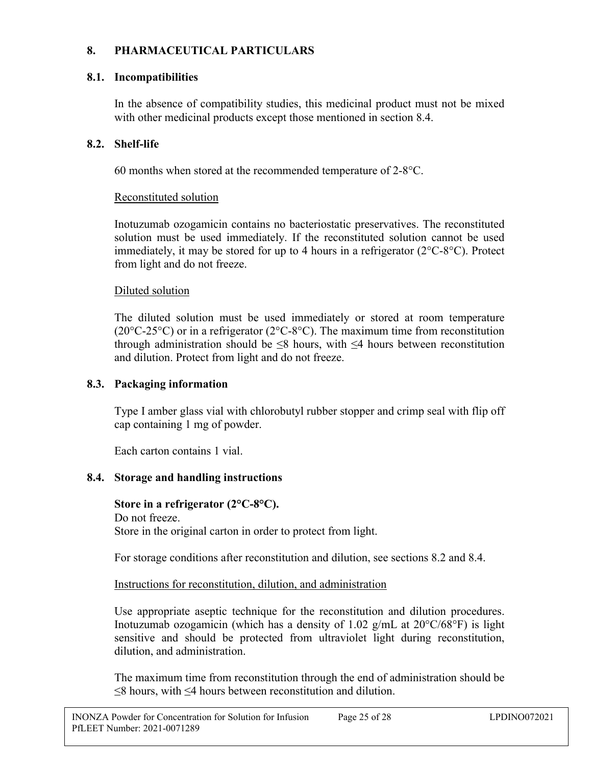# 8. PHARMACEUTICAL PARTICULARS

## 8.1. Incompatibilities

In the absence of compatibility studies, this medicinal product must not be mixed with other medicinal products except those mentioned in section 8.4.

## 8.2. Shelf-life

60 months when stored at the recommended temperature of 2-8°C.

Reconstituted solution

Inotuzumab ozogamicin contains no bacteriostatic preservatives. The reconstituted solution must be used immediately. If the reconstituted solution cannot be used immediately, it may be stored for up to 4 hours in a refrigerator (2°C-8°C). Protect from light and do not freeze.

Diluted solution

The diluted solution must be used immediately or stored at room temperature (20°C-25°C) or in a refrigerator (2°C-8°C). The maximum time from reconstitution through administration should be ≤8 hours, with ≤4 hours between reconstitution and dilution. Protect from light and do not freeze.

## 8.3. Packaging information

Type I amber glass vial with chlorobutyl rubber stopper and crimp seal with flip off cap containing 1 mg of powder.

Each carton contains 1 vial.

## 8.4. Storage and handling instructions

**Store in a refrigerator (2°C-8°C).**
Do not freeze.
Store in the original carton in order to protect from light.

For storage conditions after reconstitution and dilution, see sections 8.2 and 8.4.

Instructions for reconstitution, dilution, and administration

Use appropriate aseptic technique for the reconstitution and dilution procedures. Inotuzumab ozogamicin (which has a density of 1.02 g/mL at 20°C/68°F) is light sensitive and should be protected from ultraviolet light during reconstitution, dilution, and administration.

The maximum time from reconstitution through the end of administration should be ≤8 hours, with ≤4 hours between reconstitution and dilution.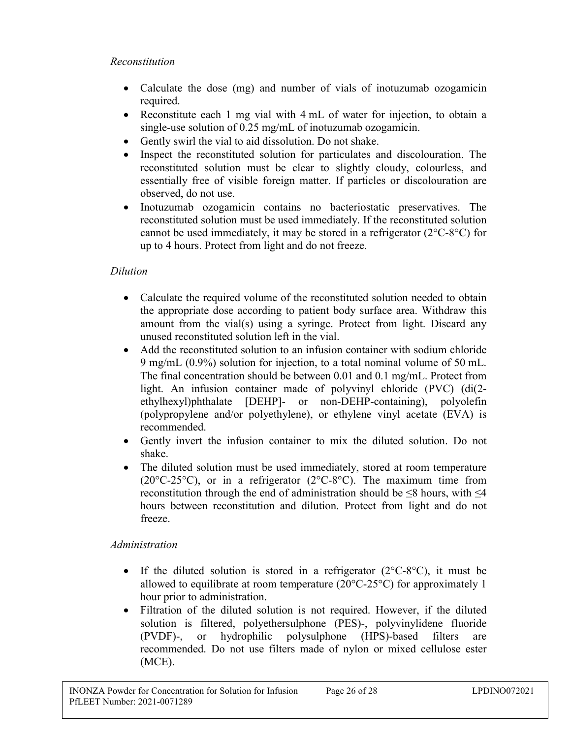*Reconstitution*

- Calculate the dose (mg) and number of vials of inotuzumab ozogamicin required.
- Reconstitute each 1 mg vial with 4 mL of water for injection, to obtain a single-use solution of 0.25 mg/mL of inotuzumab ozogamicin.
- Gently swirl the vial to aid dissolution. Do not shake.
- Inspect the reconstituted solution for particulates and discolouration. The reconstituted solution must be clear to slightly cloudy, colourless, and essentially free of visible foreign matter. If particles or discolouration are observed, do not use.
- Inotuzumab ozogamicin contains no bacteriostatic preservatives. The reconstituted solution must be used immediately. If the reconstituted solution cannot be used immediately, it may be stored in a refrigerator (2°C-8°C) for up to 4 hours. Protect from light and do not freeze.

*Dilution*

- Calculate the required volume of the reconstituted solution needed to obtain the appropriate dose according to patient body surface area. Withdraw this amount from the vial(s) using a syringe. Protect from light. Discard any unused reconstituted solution left in the vial.
- Add the reconstituted solution to an infusion container with sodium chloride 9 mg/mL (0.9%) solution for injection, to a total nominal volume of 50 mL. The final concentration should be between 0.01 and 0.1 mg/mL. Protect from light. An infusion container made of polyvinyl chloride (PVC) (di(2-ethylhexyl)phthalate [DEHP]- or non-DEHP-containing), polyolefin (polypropylene and/or polyethylene), or ethylene vinyl acetate (EVA) is recommended.
- Gently invert the infusion container to mix the diluted solution. Do not shake.
- The diluted solution must be used immediately, stored at room temperature (20°C-25°C), or in a refrigerator (2°C-8°C). The maximum time from reconstitution through the end of administration should be ≤8 hours, with ≤4 hours between reconstitution and dilution. Protect from light and do not freeze.

*Administration*

- If the diluted solution is stored in a refrigerator (2°C-8°C), it must be allowed to equilibrate at room temperature (20°C-25°C) for approximately 1 hour prior to administration.
- Filtration of the diluted solution is not required. However, if the diluted solution is filtered, polyethersulphone (PES)-, polyvinylidene fluoride (PVDF)-, or hydrophilic polysulphone (HPS)-based filters are recommended. Do not use filters made of nylon or mixed cellulose ester (MCE).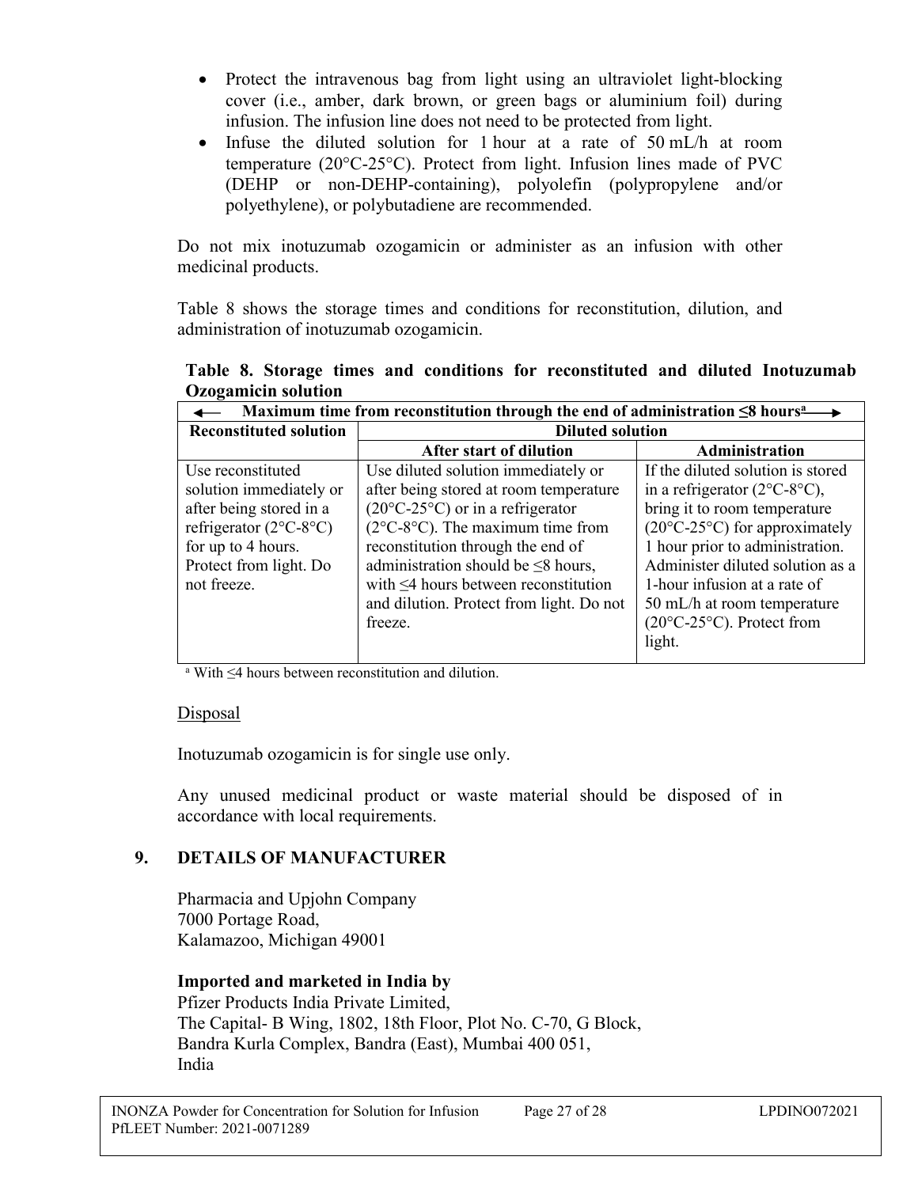- Protect the intravenous bag from light using an ultraviolet light-blocking cover (i.e., amber, dark brown, or green bags or aluminium foil) during infusion. The infusion line does not need to be protected from light.
- Infuse the diluted solution for 1 hour at a rate of 50 mL/h at room temperature (20°C-25°C). Protect from light. Infusion lines made of PVC (DEHP or non-DEHP-containing), polyolefin (polypropylene and/or polyethylene), or polybutadiene are recommended.

Do not mix inotuzumab ozogamicin or administer as an infusion with other medicinal products.

Table 8 shows the storage times and conditions for reconstitution, dilution, and administration of inotuzumab ozogamicin.

**Table 8. Storage times and conditions for reconstituted and diluted Inotuzumab Ozogamicin solution**

| ← Maximum time from reconstitution through the end of administration ≤8 hours[a] → | | |
|---|---|---|
| **Reconstituted solution** | **Diluted solution** | |
| | **After start of dilution** | **Administration** |
| Use reconstituted solution immediately or after being stored in a refrigerator (2°C-8°C) for up to 4 hours. Protect from light. Do not freeze. | Use diluted solution immediately or after being stored at room temperature (20°C-25°C) or in a refrigerator (2°C-8°C). The maximum time from reconstitution through the end of administration should be ≤8 hours, with ≤4 hours between reconstitution and dilution. Protect from light. Do not freeze. | If the diluted solution is stored in a refrigerator (2°C-8°C), bring it to room temperature (20°C-25°C) for approximately 1 hour prior to administration. Administer diluted solution as a 1-hour infusion at a rate of 50 mL/h at room temperature (20°C-25°C). Protect from light. |

[a] With ≤4 hours between reconstitution and dilution.

Disposal

Inotuzumab ozogamicin is for single use only.

Any unused medicinal product or waste material should be disposed of in accordance with local requirements.

## 9. DETAILS OF MANUFACTURER

Pharmacia and Upjohn Company
7000 Portage Road,
Kalamazoo, Michigan 49001

**Imported and marketed in India by**
Pfizer Products India Private Limited,
The Capital- B Wing, 1802, 18th Floor, Plot No. C-70, G Block,
Bandra Kurla Complex, Bandra (East), Mumbai 400 051,
India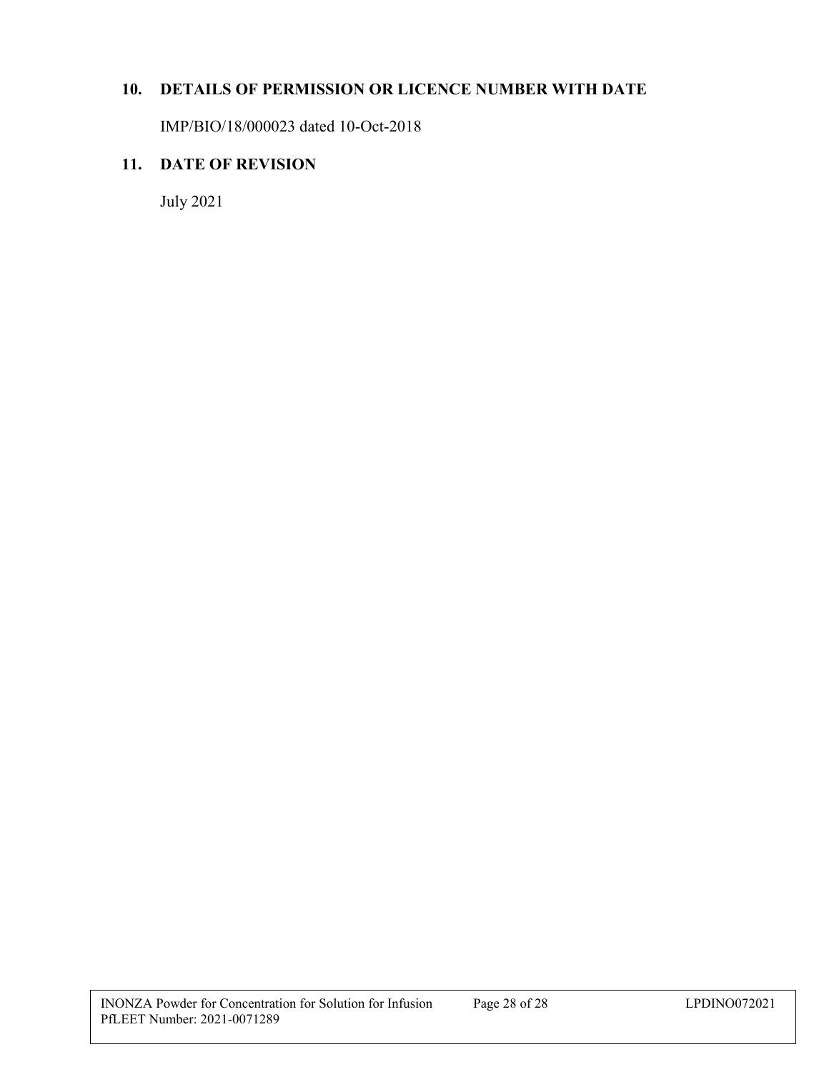## 10. DETAILS OF PERMISSION OR LICENCE NUMBER WITH DATE

IMP/BIO/18/000023 dated 10-Oct-2018

## 11. DATE OF REVISION

July 2021